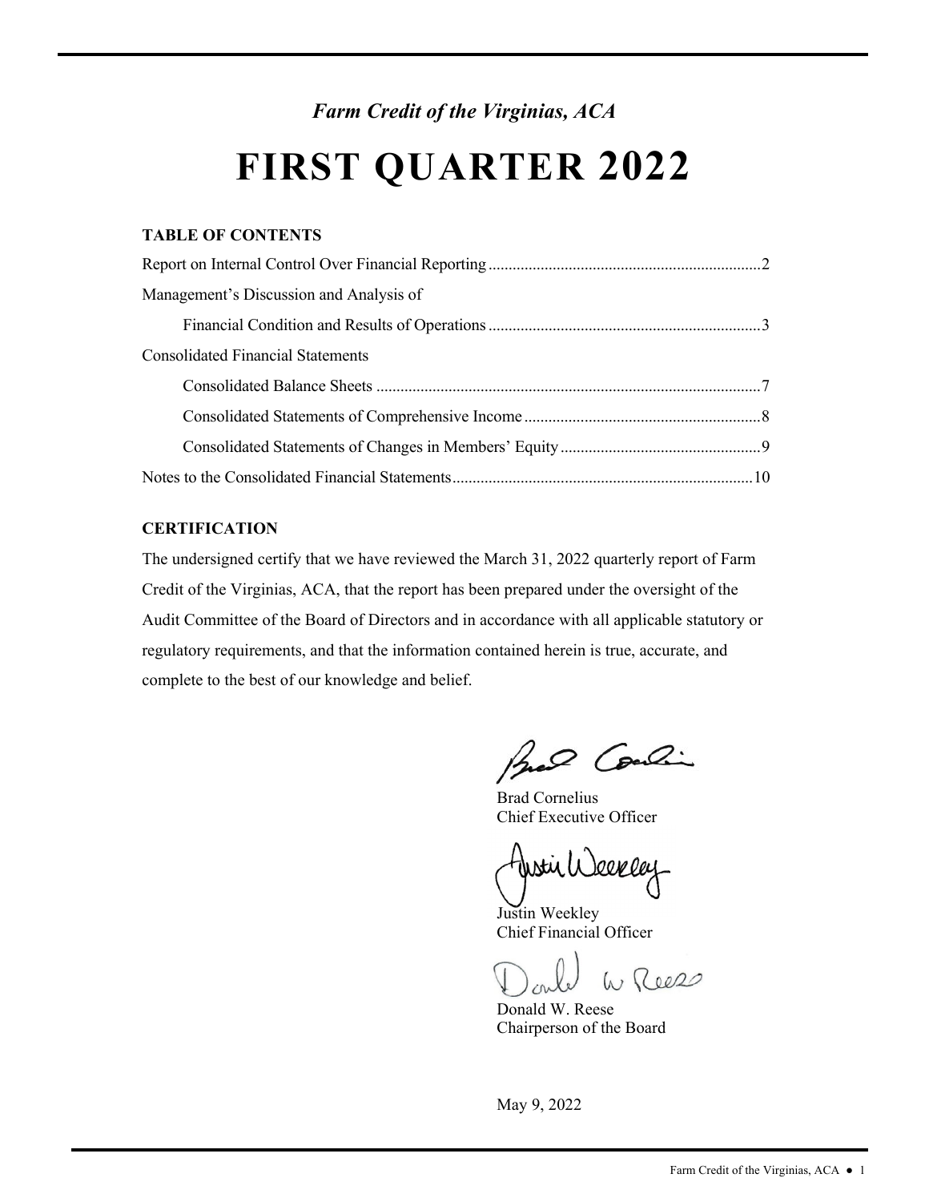*Farm Credit of the Virginias, ACA*

# FIRST QUARTER 2022

**TABLE OF CONTENTS**

Report on Internal Control Over Financial Reporting ........ 2

Management's Discussion and Analysis of

Financial Condition and Results of Operations ........ 3

Consolidated Financial Statements

Consolidated Balance Sheets ........ 7

Consolidated Statements of Comprehensive Income ........ 8

Consolidated Statements of Changes in Members' Equity ........ 9

Notes to the Consolidated Financial Statements ........ 10

**CERTIFICATION**

The undersigned certify that we have reviewed the March 31, 2022 quarterly report of Farm Credit of the Virginias, ACA, that the report has been prepared under the oversight of the Audit Committee of the Board of Directors and in accordance with all applicable statutory or regulatory requirements, and that the information contained herein is true, accurate, and complete to the best of our knowledge and belief.

Brad Cornelius
Chief Executive Officer

Justin Weekley
Chief Financial Officer

Donald W. Reese
Chairperson of the Board

May 9, 2022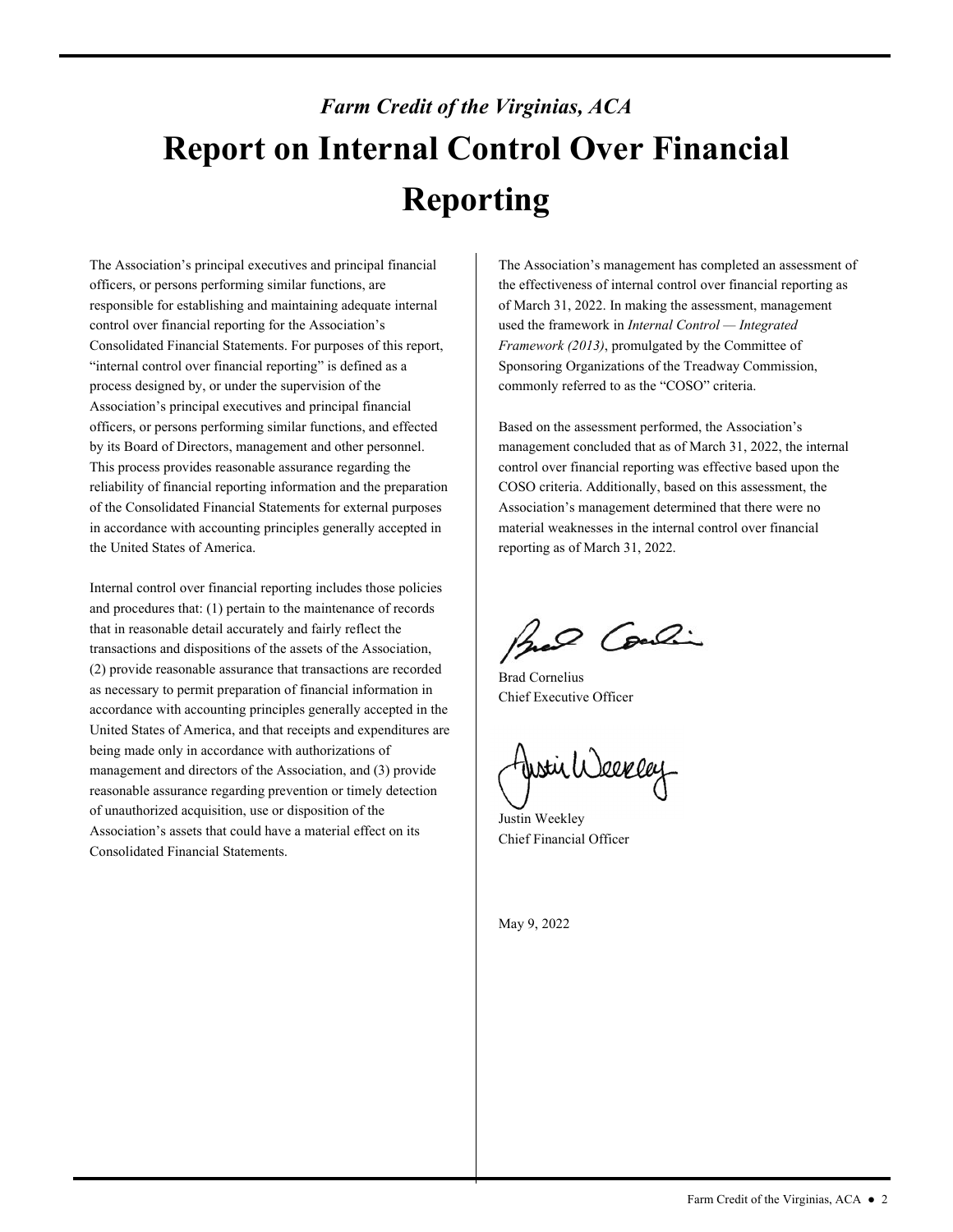*Farm Credit of the Virginias, ACA*

# Report on Internal Control Over Financial Reporting

The Association's principal executives and principal financial officers, or persons performing similar functions, are responsible for establishing and maintaining adequate internal control over financial reporting for the Association's Consolidated Financial Statements. For purposes of this report, "internal control over financial reporting" is defined as a process designed by, or under the supervision of the Association's principal executives and principal financial officers, or persons performing similar functions, and effected by its Board of Directors, management and other personnel. This process provides reasonable assurance regarding the reliability of financial reporting information and the preparation of the Consolidated Financial Statements for external purposes in accordance with accounting principles generally accepted in the United States of America.

Internal control over financial reporting includes those policies and procedures that: (1) pertain to the maintenance of records that in reasonable detail accurately and fairly reflect the transactions and dispositions of the assets of the Association, (2) provide reasonable assurance that transactions are recorded as necessary to permit preparation of financial information in accordance with accounting principles generally accepted in the United States of America, and that receipts and expenditures are being made only in accordance with authorizations of management and directors of the Association, and (3) provide reasonable assurance regarding prevention or timely detection of unauthorized acquisition, use or disposition of the Association's assets that could have a material effect on its Consolidated Financial Statements.

The Association's management has completed an assessment of the effectiveness of internal control over financial reporting as of March 31, 2022. In making the assessment, management used the framework in *Internal Control — Integrated Framework (2013)*, promulgated by the Committee of Sponsoring Organizations of the Treadway Commission, commonly referred to as the "COSO" criteria.

Based on the assessment performed, the Association's management concluded that as of March 31, 2022, the internal control over financial reporting was effective based upon the COSO criteria. Additionally, based on this assessment, the Association's management determined that there were no material weaknesses in the internal control over financial reporting as of March 31, 2022.

Brad Cornelius
Chief Executive Officer

Justin Weekley
Chief Financial Officer

May 9, 2022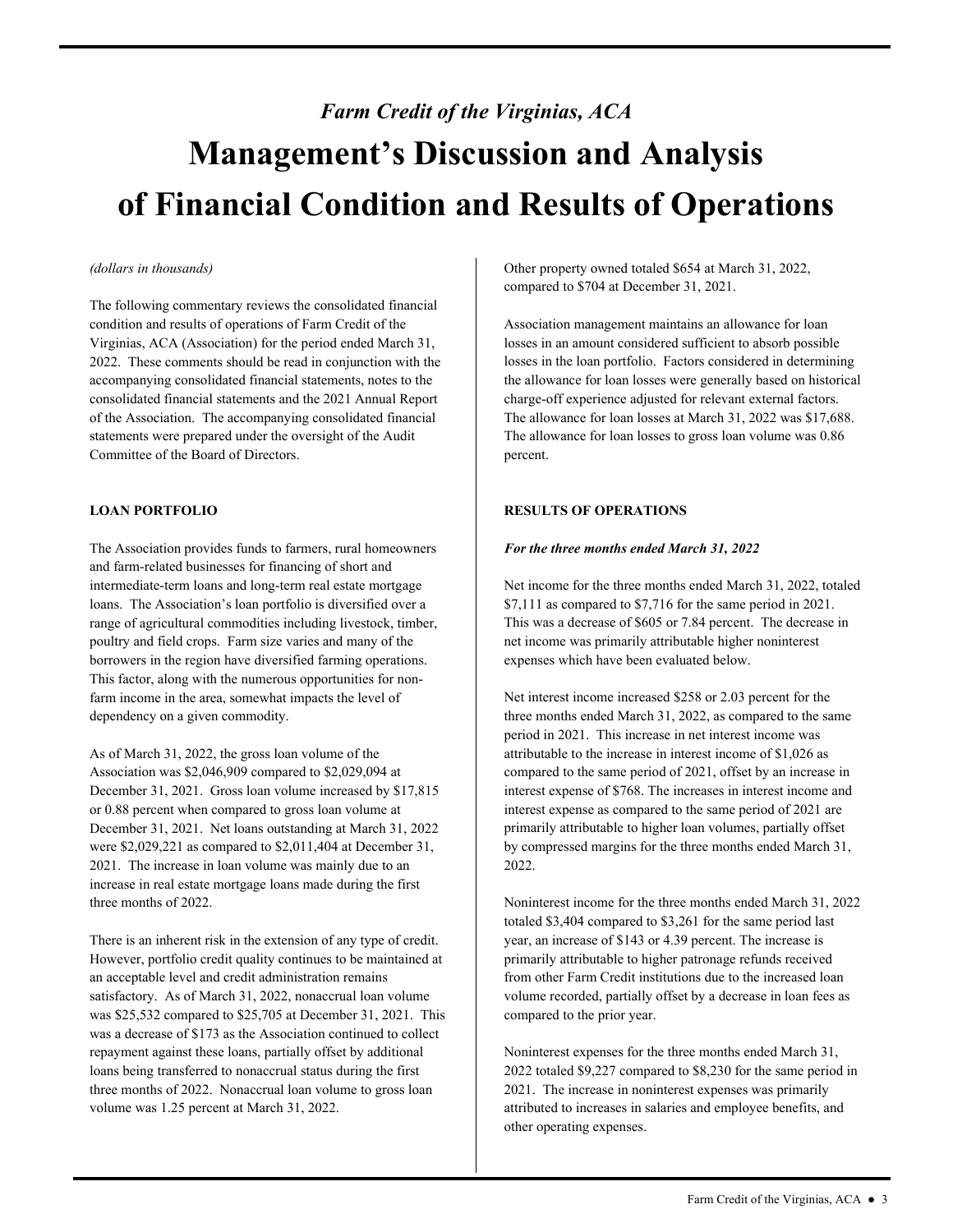*Farm Credit of the Virginias, ACA*

# Management's Discussion and Analysis of Financial Condition and Results of Operations

*(dollars in thousands)*

The following commentary reviews the consolidated financial condition and results of operations of Farm Credit of the Virginias, ACA (Association) for the period ended March 31, 2022. These comments should be read in conjunction with the accompanying consolidated financial statements, notes to the consolidated financial statements and the 2021 Annual Report of the Association. The accompanying consolidated financial statements were prepared under the oversight of the Audit Committee of the Board of Directors.

**LOAN PORTFOLIO**

The Association provides funds to farmers, rural homeowners and farm-related businesses for financing of short and intermediate-term loans and long-term real estate mortgage loans. The Association's loan portfolio is diversified over a range of agricultural commodities including livestock, timber, poultry and field crops. Farm size varies and many of the borrowers in the region have diversified farming operations. This factor, along with the numerous opportunities for non-farm income in the area, somewhat impacts the level of dependency on a given commodity.

As of March 31, 2022, the gross loan volume of the Association was $2,046,909 compared to $2,029,094 at December 31, 2021. Gross loan volume increased by $17,815 or 0.88 percent when compared to gross loan volume at December 31, 2021. Net loans outstanding at March 31, 2022 were $2,029,221 as compared to $2,011,404 at December 31, 2021. The increase in loan volume was mainly due to an increase in real estate mortgage loans made during the first three months of 2022.

There is an inherent risk in the extension of any type of credit. However, portfolio credit quality continues to be maintained at an acceptable level and credit administration remains satisfactory. As of March 31, 2022, nonaccrual loan volume was $25,532 compared to $25,705 at December 31, 2021. This was a decrease of $173 as the Association continued to collect repayment against these loans, partially offset by additional loans being transferred to nonaccrual status during the first three months of 2022. Nonaccrual loan volume to gross loan volume was 1.25 percent at March 31, 2022.

Other property owned totaled $654 at March 31, 2022, compared to $704 at December 31, 2021.

Association management maintains an allowance for loan losses in an amount considered sufficient to absorb possible losses in the loan portfolio. Factors considered in determining the allowance for loan losses were generally based on historical charge-off experience adjusted for relevant external factors. The allowance for loan losses at March 31, 2022 was $17,688. The allowance for loan losses to gross loan volume was 0.86 percent.

**RESULTS OF OPERATIONS**

***For the three months ended March 31, 2022***

Net income for the three months ended March 31, 2022, totaled $7,111 as compared to $7,716 for the same period in 2021. This was a decrease of $605 or 7.84 percent. The decrease in net income was primarily attributable higher noninterest expenses which have been evaluated below.

Net interest income increased $258 or 2.03 percent for the three months ended March 31, 2022, as compared to the same period in 2021. This increase in net interest income was attributable to the increase in interest income of $1,026 as compared to the same period of 2021, offset by an increase in interest expense of $768. The increases in interest income and interest expense as compared to the same period of 2021 are primarily attributable to higher loan volumes, partially offset by compressed margins for the three months ended March 31, 2022.

Noninterest income for the three months ended March 31, 2022 totaled $3,404 compared to $3,261 for the same period last year, an increase of $143 or 4.39 percent. The increase is primarily attributable to higher patronage refunds received from other Farm Credit institutions due to the increased loan volume recorded, partially offset by a decrease in loan fees as compared to the prior year.

Noninterest expenses for the three months ended March 31, 2022 totaled $9,227 compared to $8,230 for the same period in 2021. The increase in noninterest expenses was primarily attributed to increases in salaries and employee benefits, and other operating expenses.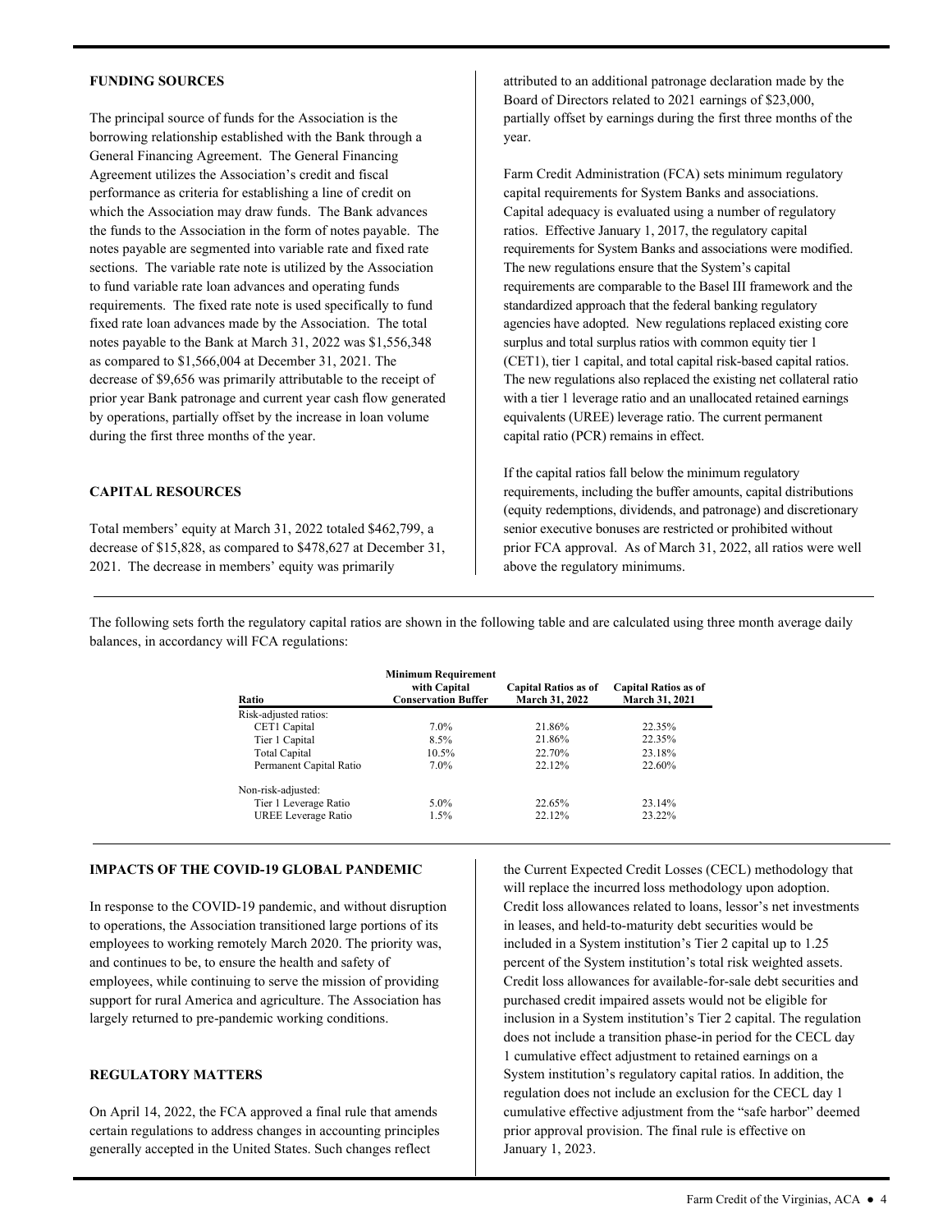## FUNDING SOURCES

The principal source of funds for the Association is the borrowing relationship established with the Bank through a General Financing Agreement. The General Financing Agreement utilizes the Association's credit and fiscal performance as criteria for establishing a line of credit on which the Association may draw funds. The Bank advances the funds to the Association in the form of notes payable. The notes payable are segmented into variable rate and fixed rate sections. The variable rate note is utilized by the Association to fund variable rate loan advances and operating funds requirements. The fixed rate note is used specifically to fund fixed rate loan advances made by the Association. The total notes payable to the Bank at March 31, 2022 was $1,556,348 as compared to $1,566,004 at December 31, 2021. The decrease of $9,656 was primarily attributable to the receipt of prior year Bank patronage and current year cash flow generated by operations, partially offset by the increase in loan volume during the first three months of the year.

## CAPITAL RESOURCES

Total members' equity at March 31, 2022 totaled $462,799, a decrease of $15,828, as compared to $478,627 at December 31, 2021. The decrease in members' equity was primarily attributed to an additional patronage declaration made by the Board of Directors related to 2021 earnings of $23,000, partially offset by earnings during the first three months of the year.

Farm Credit Administration (FCA) sets minimum regulatory capital requirements for System Banks and associations. Capital adequacy is evaluated using a number of regulatory ratios. Effective January 1, 2017, the regulatory capital requirements for System Banks and associations were modified. The new regulations ensure that the System's capital requirements are comparable to the Basel III framework and the standardized approach that the federal banking regulatory agencies have adopted. New regulations replaced existing core surplus and total surplus ratios with common equity tier 1 (CET1), tier 1 capital, and total capital risk-based capital ratios. The new regulations also replaced the existing net collateral ratio with a tier 1 leverage ratio and an unallocated retained earnings equivalents (UREE) leverage ratio. The current permanent capital ratio (PCR) remains in effect.

If the capital ratios fall below the minimum regulatory requirements, including the buffer amounts, capital distributions (equity redemptions, dividends, and patronage) and discretionary senior executive bonuses are restricted or prohibited without prior FCA approval. As of March 31, 2022, all ratios were well above the regulatory minimums.

The following sets forth the regulatory capital ratios are shown in the following table and are calculated using three month average daily balances, in accordancy will FCA regulations:

| Ratio | Minimum Requirement with Capital Conservation Buffer | Capital Ratios as of March 31, 2022 | Capital Ratios as of March 31, 2021 |
|---|---|---|---|
| Risk-adjusted ratios: | | | |
| CET1 Capital | 7.0% | 21.86% | 22.35% |
| Tier 1 Capital | 8.5% | 21.86% | 22.35% |
| Total Capital | 10.5% | 22.70% | 23.18% |
| Permanent Capital Ratio | 7.0% | 22.12% | 22.60% |
| Non-risk-adjusted: | | | |
| Tier 1 Leverage Ratio | 5.0% | 22.65% | 23.14% |
| UREE Leverage Ratio | 1.5% | 22.12% | 23.22% |

## IMPACTS OF THE COVID-19 GLOBAL PANDEMIC

In response to the COVID-19 pandemic, and without disruption to operations, the Association transitioned large portions of its employees to working remotely March 2020. The priority was, and continues to be, to ensure the health and safety of employees, while continuing to serve the mission of providing support for rural America and agriculture. The Association has largely returned to pre-pandemic working conditions.

## REGULATORY MATTERS

On April 14, 2022, the FCA approved a final rule that amends certain regulations to address changes in accounting principles generally accepted in the United States. Such changes reflect the Current Expected Credit Losses (CECL) methodology that will replace the incurred loss methodology upon adoption. Credit loss allowances related to loans, lessor's net investments in leases, and held-to-maturity debt securities would be included in a System institution's Tier 2 capital up to 1.25 percent of the System institution's total risk weighted assets. Credit loss allowances for available-for-sale debt securities and purchased credit impaired assets would not be eligible for inclusion in a System institution's Tier 2 capital. The regulation does not include a transition phase-in period for the CECL day 1 cumulative effect adjustment to retained earnings on a System institution's regulatory capital ratios. In addition, the regulation does not include an exclusion for the CECL day 1 cumulative effective adjustment from the "safe harbor" deemed prior approval provision. The final rule is effective on January 1, 2023.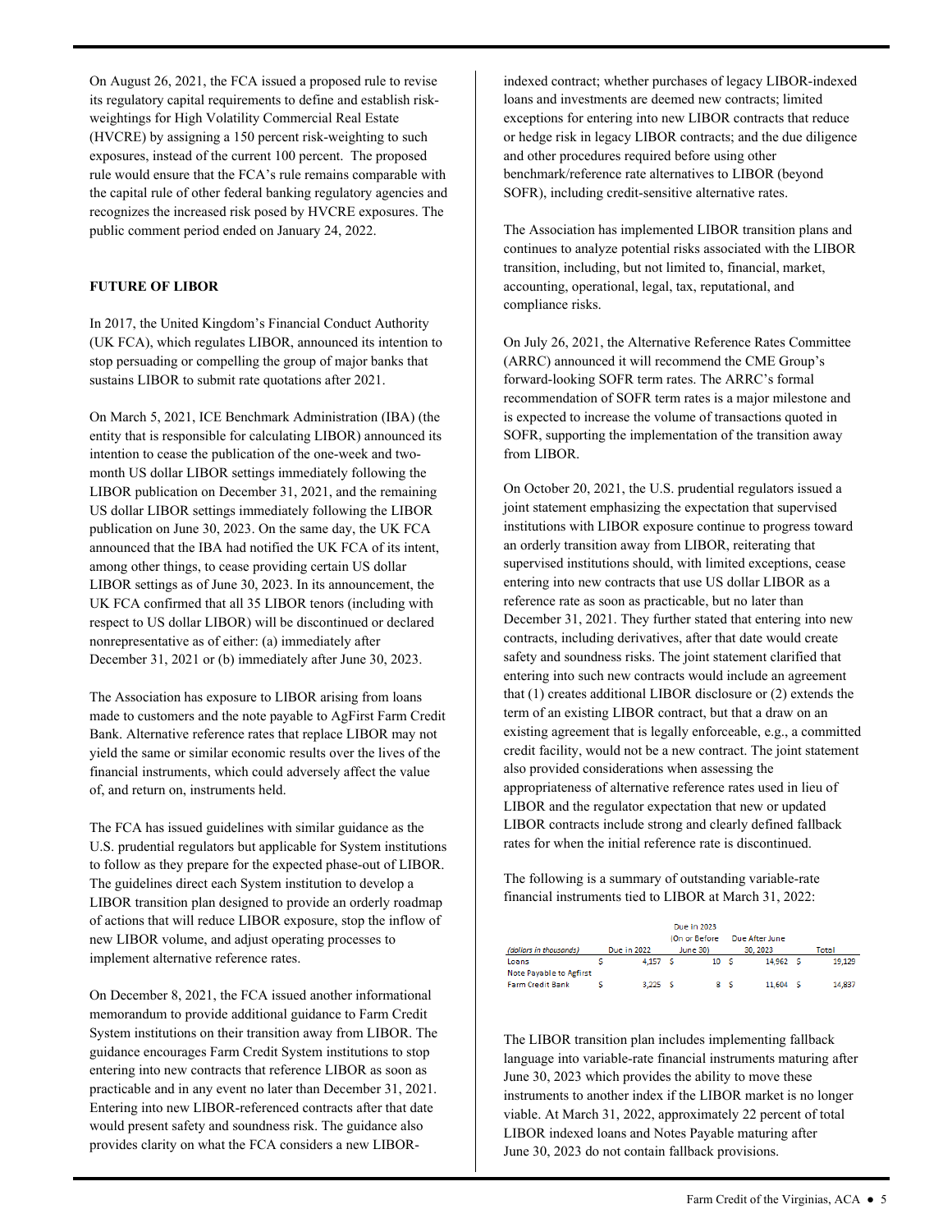On August 26, 2021, the FCA issued a proposed rule to revise its regulatory capital requirements to define and establish risk-weightings for High Volatility Commercial Real Estate (HVCRE) by assigning a 150 percent risk-weighting to such exposures, instead of the current 100 percent. The proposed rule would ensure that the FCA's rule remains comparable with the capital rule of other federal banking regulatory agencies and recognizes the increased risk posed by HVCRE exposures. The public comment period ended on January 24, 2022.

## FUTURE OF LIBOR

In 2017, the United Kingdom's Financial Conduct Authority (UK FCA), which regulates LIBOR, announced its intention to stop persuading or compelling the group of major banks that sustains LIBOR to submit rate quotations after 2021.

On March 5, 2021, ICE Benchmark Administration (IBA) (the entity that is responsible for calculating LIBOR) announced its intention to cease the publication of the one-week and two-month US dollar LIBOR settings immediately following the LIBOR publication on December 31, 2021, and the remaining US dollar LIBOR settings immediately following the LIBOR publication on June 30, 2023. On the same day, the UK FCA announced that the IBA had notified the UK FCA of its intent, among other things, to cease providing certain US dollar LIBOR settings as of June 30, 2023. In its announcement, the UK FCA confirmed that all 35 LIBOR tenors (including with respect to US dollar LIBOR) will be discontinued or declared nonrepresentative as of either: (a) immediately after December 31, 2021 or (b) immediately after June 30, 2023.

The Association has exposure to LIBOR arising from loans made to customers and the note payable to AgFirst Farm Credit Bank. Alternative reference rates that replace LIBOR may not yield the same or similar economic results over the lives of the financial instruments, which could adversely affect the value of, and return on, instruments held.

The FCA has issued guidelines with similar guidance as the U.S. prudential regulators but applicable for System institutions to follow as they prepare for the expected phase-out of LIBOR. The guidelines direct each System institution to develop a LIBOR transition plan designed to provide an orderly roadmap of actions that will reduce LIBOR exposure, stop the inflow of new LIBOR volume, and adjust operating processes to implement alternative reference rates.

On December 8, 2021, the FCA issued another informational memorandum to provide additional guidance to Farm Credit System institutions on their transition away from LIBOR. The guidance encourages Farm Credit System institutions to stop entering into new contracts that reference LIBOR as soon as practicable and in any event no later than December 31, 2021. Entering into new LIBOR-referenced contracts after that date would present safety and soundness risk. The guidance also provides clarity on what the FCA considers a new LIBOR-indexed contract; whether purchases of legacy LIBOR-indexed loans and investments are deemed new contracts; limited exceptions for entering into new LIBOR contracts that reduce or hedge risk in legacy LIBOR contracts; and the due diligence and other procedures required before using other benchmark/reference rate alternatives to LIBOR (beyond SOFR), including credit-sensitive alternative rates.

The Association has implemented LIBOR transition plans and continues to analyze potential risks associated with the LIBOR transition, including, but not limited to, financial, market, accounting, operational, legal, tax, reputational, and compliance risks.

On July 26, 2021, the Alternative Reference Rates Committee (ARRC) announced it will recommend the CME Group's forward-looking SOFR term rates. The ARRC's formal recommendation of SOFR term rates is a major milestone and is expected to increase the volume of transactions quoted in SOFR, supporting the implementation of the transition away from LIBOR.

On October 20, 2021, the U.S. prudential regulators issued a joint statement emphasizing the expectation that supervised institutions with LIBOR exposure continue to progress toward an orderly transition away from LIBOR, reiterating that supervised institutions should, with limited exceptions, cease entering into new contracts that use US dollar LIBOR as a reference rate as soon as practicable, but no later than December 31, 2021. They further stated that entering into new contracts, including derivatives, after that date would create safety and soundness risks. The joint statement clarified that entering into such new contracts would include an agreement that (1) creates additional LIBOR disclosure or (2) extends the term of an existing LIBOR contract, but that a draw on an existing agreement that is legally enforceable, e.g., a committed credit facility, would not be a new contract. The joint statement also provided considerations when assessing the appropriateness of alternative reference rates used in lieu of LIBOR and the regulator expectation that new or updated LIBOR contracts include strong and clearly defined fallback rates for when the initial reference rate is discontinued.

The following is a summary of outstanding variable-rate financial instruments tied to LIBOR at March 31, 2022:

| *(dollars in thousands)* | Due in 2022 | Due in 2023 (On or Before June 30) | Due After June 30, 2023 | Total |
|---|---|---|---|---|
| Loans | $ 4,157 | $ 10 | $ 14,962 | $ 19,129 |
| Note Payable to Agfirst Farm Credit Bank | $ 3,225 | $ 8 | $ 11,604 | $ 14,837 |

The LIBOR transition plan includes implementing fallback language into variable-rate financial instruments maturing after June 30, 2023 which provides the ability to move these instruments to another index if the LIBOR market is no longer viable. At March 31, 2022, approximately 22 percent of total LIBOR indexed loans and Notes Payable maturing after June 30, 2023 do not contain fallback provisions.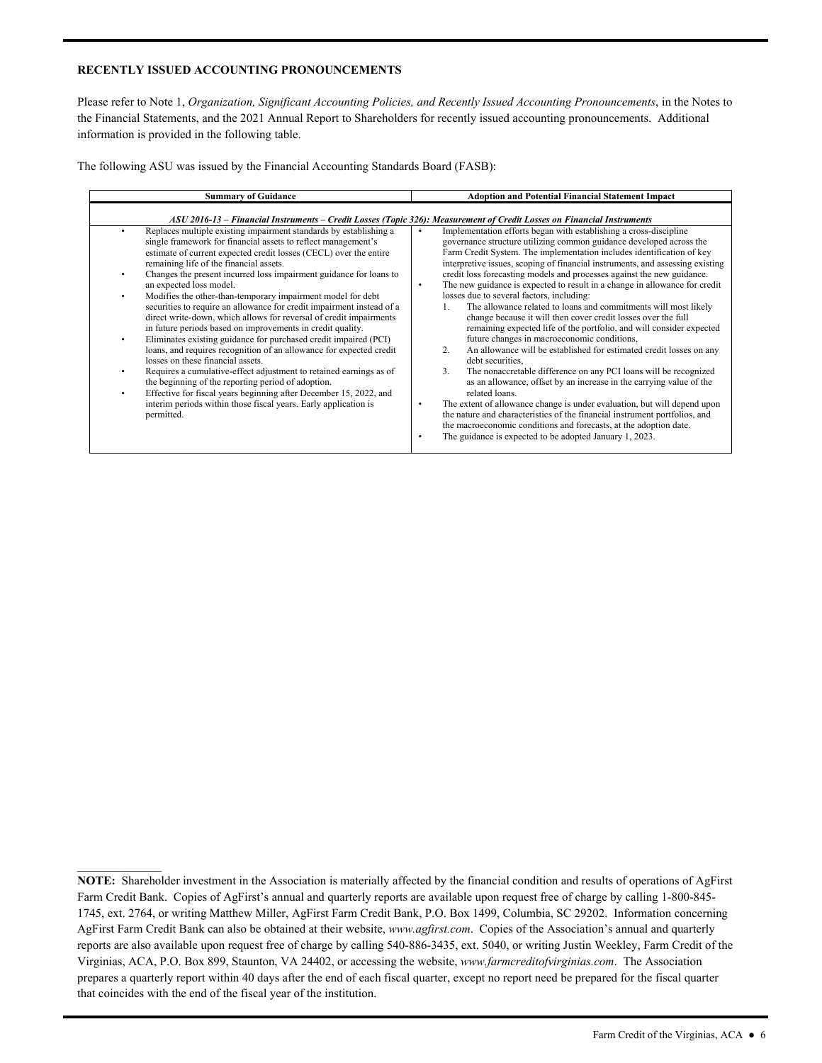## RECENTLY ISSUED ACCOUNTING PRONOUNCEMENTS

Please refer to Note 1, *Organization, Significant Accounting Policies, and Recently Issued Accounting Pronouncements*, in the Notes to the Financial Statements, and the 2021 Annual Report to Shareholders for recently issued accounting pronouncements. Additional information is provided in the following table.

The following ASU was issued by the Financial Accounting Standards Board (FASB):

| Summary of Guidance | Adoption and Potential Financial Statement Impact |
|---|---|
| ***ASU 2016-13 – Financial Instruments – Credit Losses (Topic 326): Measurement of Credit Losses on Financial Instruments*** | |
| • Replaces multiple existing impairment standards by establishing a single framework for financial assets to reflect management's estimate of current expected credit losses (CECL) over the entire remaining life of the financial assets.<br>• Changes the present incurred loss impairment guidance for loans to an expected loss model.<br>• Modifies the other-than-temporary impairment model for debt securities to require an allowance for credit impairment instead of a direct write-down, which allows for reversal of credit impairments in future periods based on improvements in credit quality.<br>• Eliminates existing guidance for purchased credit impaired (PCI) loans, and requires recognition of an allowance for expected credit losses on these financial assets.<br>• Requires a cumulative-effect adjustment to retained earnings as of the beginning of the reporting period of adoption.<br>• Effective for fiscal years beginning after December 15, 2022, and interim periods within those fiscal years. Early application is permitted. | • Implementation efforts began with establishing a cross-discipline governance structure utilizing common guidance developed across the Farm Credit System. The implementation includes identification of key interpretive issues, scoping of financial instruments, and assessing existing credit loss forecasting models and processes against the new guidance.<br>• The new guidance is expected to result in a change in allowance for credit losses due to several factors, including:<br>1. The allowance related to loans and commitments will most likely change because it will then cover credit losses over the full remaining expected life of the portfolio, and will consider expected future changes in macroeconomic conditions,<br>2. An allowance will be established for estimated credit losses on any debt securities,<br>3. The nonaccretable difference on any PCI loans will be recognized as an allowance, offset by an increase in the carrying value of the related loans.<br>• The extent of allowance change is under evaluation, but will depend upon the nature and characteristics of the financial instrument portfolios, and the macroeconomic conditions and forecasts, at the adoption date.<br>• The guidance is expected to be adopted January 1, 2023. |

**NOTE:** Shareholder investment in the Association is materially affected by the financial condition and results of operations of AgFirst Farm Credit Bank. Copies of AgFirst's annual and quarterly reports are available upon request free of charge by calling 1-800-845-1745, ext. 2764, or writing Matthew Miller, AgFirst Farm Credit Bank, P.O. Box 1499, Columbia, SC 29202. Information concerning AgFirst Farm Credit Bank can also be obtained at their website, *www.agfirst.com*. Copies of the Association's annual and quarterly reports are also available upon request free of charge by calling 540-886-3435, ext. 5040, or writing Justin Weekley, Farm Credit of the Virginias, ACA, P.O. Box 899, Staunton, VA 24402, or accessing the website, *www.farmcreditofvirginias.com*. The Association prepares a quarterly report within 40 days after the end of each fiscal quarter, except no report need be prepared for the fiscal quarter that coincides with the end of the fiscal year of the institution.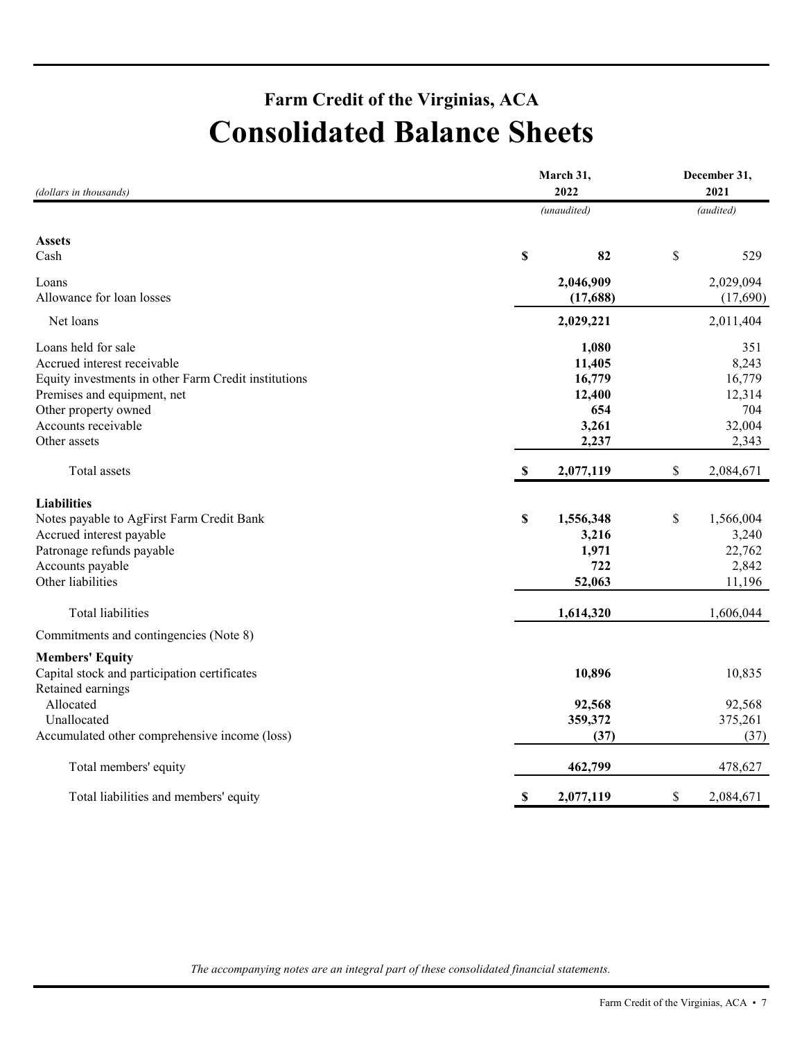# Farm Credit of the Virginias, ACA

# Consolidated Balance Sheets

| *(dollars in thousands)* | March 31, 2022 *(unaudited)* | December 31, 2021 *(audited)* |
|---|---|---|
| **Assets** | | |
| Cash | **$ 82** | $ 529 |
| Loans | **2,046,909** | 2,029,094 |
| Allowance for loan losses | **(17,688)** | (17,690) |
| Net loans | **2,029,221** | 2,011,404 |
| Loans held for sale | **1,080** | 351 |
| Accrued interest receivable | **11,405** | 8,243 |
| Equity investments in other Farm Credit institutions | **16,779** | 16,779 |
| Premises and equipment, net | **12,400** | 12,314 |
| Other property owned | **654** | 704 |
| Accounts receivable | **3,261** | 32,004 |
| Other assets | **2,237** | 2,343 |
| Total assets | **$ 2,077,119** | $ 2,084,671 |
| **Liabilities** | | |
| Notes payable to AgFirst Farm Credit Bank | **$ 1,556,348** | $ 1,566,004 |
| Accrued interest payable | **3,216** | 3,240 |
| Patronage refunds payable | **1,971** | 22,762 |
| Accounts payable | **722** | 2,842 |
| Other liabilities | **52,063** | 11,196 |
| Total liabilities | **1,614,320** | 1,606,044 |
| Commitments and contingencies (Note 8) | | |
| **Members' Equity** | | |
| Capital stock and participation certificates | **10,896** | 10,835 |
| Retained earnings | | |
| Allocated | **92,568** | 92,568 |
| Unallocated | **359,372** | 375,261 |
| Accumulated other comprehensive income (loss) | **(37)** | (37) |
| Total members' equity | **462,799** | 478,627 |
| Total liabilities and members' equity | **$ 2,077,119** | $ 2,084,671 |

*The accompanying notes are an integral part of these consolidated financial statements.*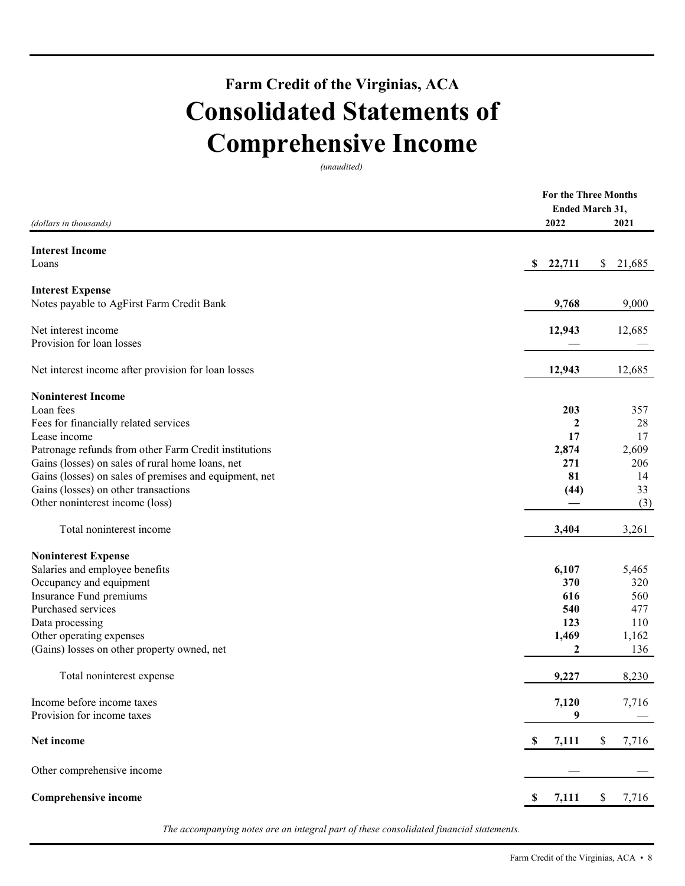## Farm Credit of the Virginias, ACA

# Consolidated Statements of Comprehensive Income

*(unaudited)*

| *(dollars in thousands)* | For the Three Months Ended March 31, 2022 | 2021 |
|---|---|---|
| **Interest Income** | | |
| Loans | **$ 22,711** | $ 21,685 |
| **Interest Expense** | | |
| Notes payable to AgFirst Farm Credit Bank | **9,768** | 9,000 |
| Net interest income | **12,943** | 12,685 |
| Provision for loan losses | **—** | — |
| Net interest income after provision for loan losses | **12,943** | 12,685 |
| **Noninterest Income** | | |
| Loan fees | **203** | 357 |
| Fees for financially related services | **2** | 28 |
| Lease income | **17** | 17 |
| Patronage refunds from other Farm Credit institutions | **2,874** | 2,609 |
| Gains (losses) on sales of rural home loans, net | **271** | 206 |
| Gains (losses) on sales of premises and equipment, net | **81** | 14 |
| Gains (losses) on other transactions | **(44)** | 33 |
| Other noninterest income (loss) | **—** | (3) |
| Total noninterest income | **3,404** | 3,261 |
| **Noninterest Expense** | | |
| Salaries and employee benefits | **6,107** | 5,465 |
| Occupancy and equipment | **370** | 320 |
| Insurance Fund premiums | **616** | 560 |
| Purchased services | **540** | 477 |
| Data processing | **123** | 110 |
| Other operating expenses | **1,469** | 1,162 |
| (Gains) losses on other property owned, net | **2** | 136 |
| Total noninterest expense | **9,227** | 8,230 |
| Income before income taxes | **7,120** | 7,716 |
| Provision for income taxes | **9** | — |
| **Net income** | **$ 7,111** | $ 7,716 |
| Other comprehensive income | **—** | — |
| **Comprehensive income** | **$ 7,111** | $ 7,716 |

*The accompanying notes are an integral part of these consolidated financial statements.*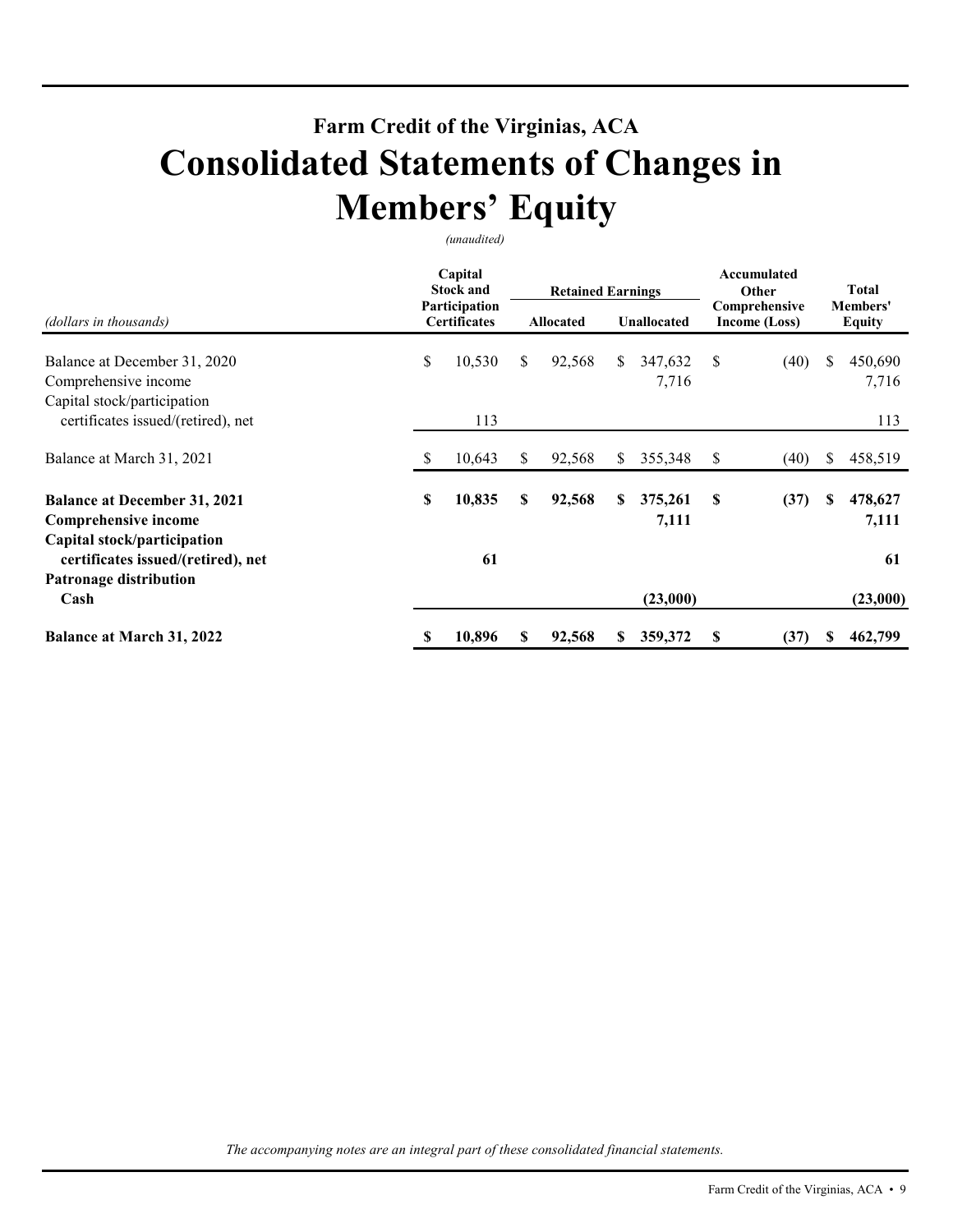# Farm Credit of the Virginias, ACA

# Consolidated Statements of Changes in Members' Equity

*(unaudited)*

| *(dollars in thousands)* | Capital Stock and Participation Certificates | Retained Earnings | | Accumulated Other Comprehensive Income (Loss) | Total Members' Equity |
|---|---|---|---|---|---|
| | | Allocated | Unallocated | | |
| Balance at December 31, 2020 | $ 10,530 | $ 92,568 | $ 347,632 | $ (40) | $ 450,690 |
| Comprehensive income | | | 7,716 | | 7,716 |
| Capital stock/participation certificates issued/(retired), net | 113 | | | | 113 |
| Balance at March 31, 2021 | $ 10,643 | $ 92,568 | $ 355,348 | $ (40) | $ 458,519 |
| **Balance at December 31, 2021** | **$ 10,835** | **$ 92,568** | **$ 375,261** | **$ (37)** | **$ 478,627** |
| **Comprehensive income** | | | **7,111** | | **7,111** |
| **Capital stock/participation certificates issued/(retired), net** | **61** | | | | **61** |
| **Patronage distribution** | | | | | |
| **Cash** | | | **(23,000)** | | **(23,000)** |
| **Balance at March 31, 2022** | **$ 10,896** | **$ 92,568** | **$ 359,372** | **$ (37)** | **$ 462,799** |

*The accompanying notes are an integral part of these consolidated financial statements.*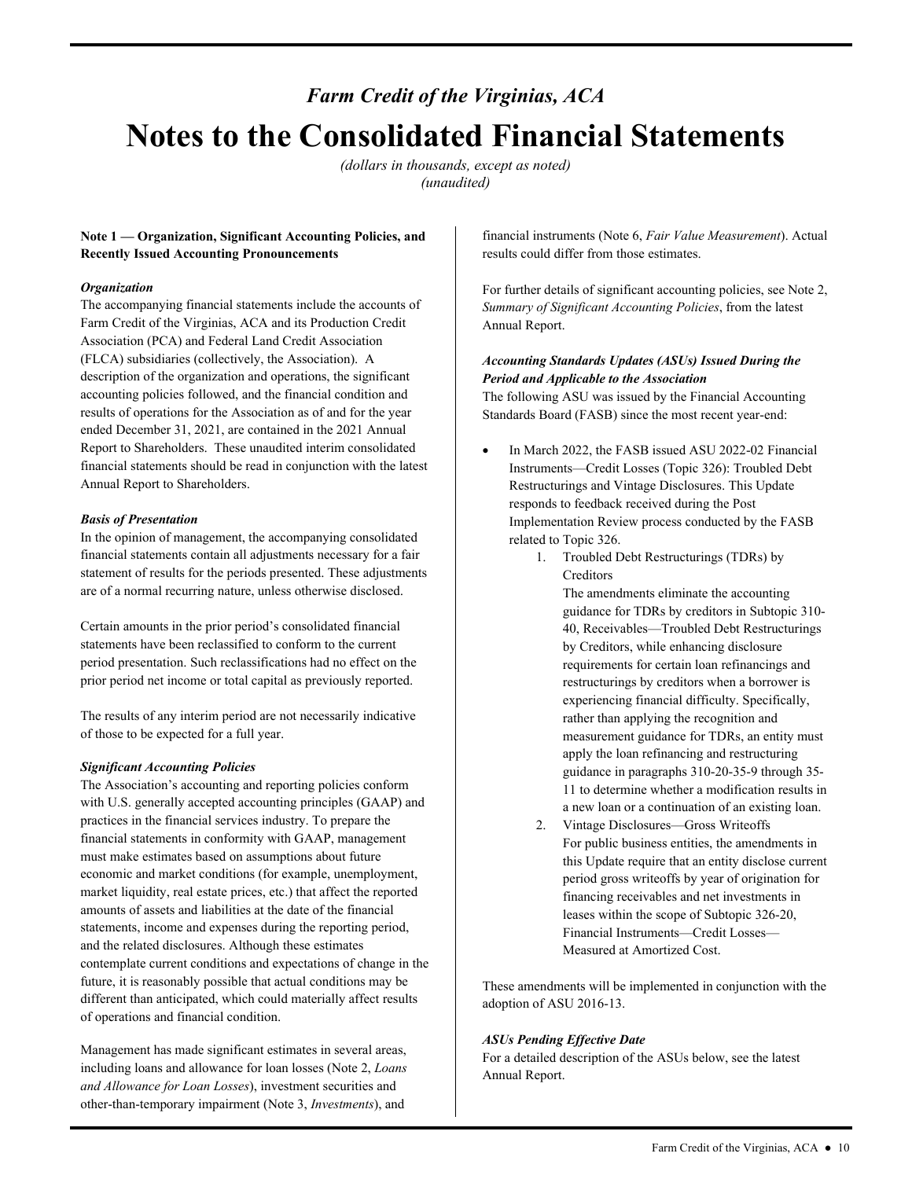*Farm Credit of the Virginias, ACA*

# Notes to the Consolidated Financial Statements

*(dollars in thousands, except as noted)*
*(unaudited)*

**Note 1 — Organization, Significant Accounting Policies, and Recently Issued Accounting Pronouncements**

***Organization***

The accompanying financial statements include the accounts of Farm Credit of the Virginias, ACA and its Production Credit Association (PCA) and Federal Land Credit Association (FLCA) subsidiaries (collectively, the Association). A description of the organization and operations, the significant accounting policies followed, and the financial condition and results of operations for the Association as of and for the year ended December 31, 2021, are contained in the 2021 Annual Report to Shareholders. These unaudited interim consolidated financial statements should be read in conjunction with the latest Annual Report to Shareholders.

***Basis of Presentation***

In the opinion of management, the accompanying consolidated financial statements contain all adjustments necessary for a fair statement of results for the periods presented. These adjustments are of a normal recurring nature, unless otherwise disclosed.

Certain amounts in the prior period's consolidated financial statements have been reclassified to conform to the current period presentation. Such reclassifications had no effect on the prior period net income or total capital as previously reported.

The results of any interim period are not necessarily indicative of those to be expected for a full year.

***Significant Accounting Policies***

The Association's accounting and reporting policies conform with U.S. generally accepted accounting principles (GAAP) and practices in the financial services industry. To prepare the financial statements in conformity with GAAP, management must make estimates based on assumptions about future economic and market conditions (for example, unemployment, market liquidity, real estate prices, etc.) that affect the reported amounts of assets and liabilities at the date of the financial statements, income and expenses during the reporting period, and the related disclosures. Although these estimates contemplate current conditions and expectations of change in the future, it is reasonably possible that actual conditions may be different than anticipated, which could materially affect results of operations and financial condition.

Management has made significant estimates in several areas, including loans and allowance for loan losses (Note 2, *Loans and Allowance for Loan Losses*), investment securities and other-than-temporary impairment (Note 3, *Investments*), and financial instruments (Note 6, *Fair Value Measurement*). Actual results could differ from those estimates.

For further details of significant accounting policies, see Note 2, *Summary of Significant Accounting Policies*, from the latest Annual Report.

***Accounting Standards Updates (ASUs) Issued During the Period and Applicable to the Association***

The following ASU was issued by the Financial Accounting Standards Board (FASB) since the most recent year-end:

- In March 2022, the FASB issued ASU 2022-02 Financial Instruments—Credit Losses (Topic 326): Troubled Debt Restructurings and Vintage Disclosures. This Update responds to feedback received during the Post Implementation Review process conducted by the FASB related to Topic 326.
  1. Troubled Debt Restructurings (TDRs) by Creditors
     The amendments eliminate the accounting guidance for TDRs by creditors in Subtopic 310-40, Receivables—Troubled Debt Restructurings by Creditors, while enhancing disclosure requirements for certain loan refinancings and restructurings by creditors when a borrower is experiencing financial difficulty. Specifically, rather than applying the recognition and measurement guidance for TDRs, an entity must apply the loan refinancing and restructuring guidance in paragraphs 310-20-35-9 through 35-11 to determine whether a modification results in a new loan or a continuation of an existing loan.
  2. Vintage Disclosures—Gross Writeoffs
     For public business entities, the amendments in this Update require that an entity disclose current period gross writeoffs by year of origination for financing receivables and net investments in leases within the scope of Subtopic 326-20, Financial Instruments—Credit Losses—Measured at Amortized Cost.

These amendments will be implemented in conjunction with the adoption of ASU 2016-13.

***ASUs Pending Effective Date***

For a detailed description of the ASUs below, see the latest Annual Report.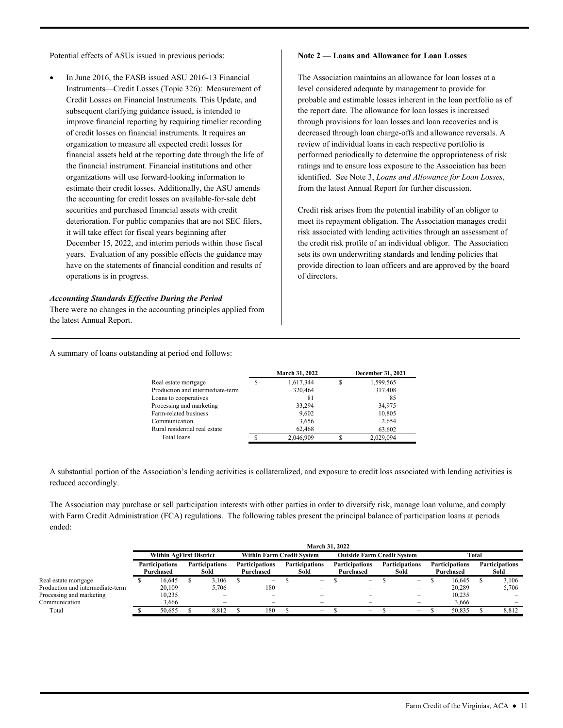Potential effects of ASUs issued in previous periods:

- In June 2016, the FASB issued ASU 2016-13 Financial Instruments—Credit Losses (Topic 326): Measurement of Credit Losses on Financial Instruments. This Update, and subsequent clarifying guidance issued, is intended to improve financial reporting by requiring timelier recording of credit losses on financial instruments. It requires an organization to measure all expected credit losses for financial assets held at the reporting date through the life of the financial instrument. Financial institutions and other organizations will use forward-looking information to estimate their credit losses. Additionally, the ASU amends the accounting for credit losses on available-for-sale debt securities and purchased financial assets with credit deterioration. For public companies that are not SEC filers, it will take effect for fiscal years beginning after December 15, 2022, and interim periods within those fiscal years. Evaluation of any possible effects the guidance may have on the statements of financial condition and results of operations is in progress.

***Accounting Standards Effective During the Period***

There were no changes in the accounting principles applied from the latest Annual Report.

**Note 2 — Loans and Allowance for Loan Losses**

The Association maintains an allowance for loan losses at a level considered adequate by management to provide for probable and estimable losses inherent in the loan portfolio as of the report date. The allowance for loan losses is increased through provisions for loan losses and loan recoveries and is decreased through loan charge-offs and allowance reversals. A review of individual loans in each respective portfolio is performed periodically to determine the appropriateness of risk ratings and to ensure loss exposure to the Association has been identified. See Note 3, *Loans and Allowance for Loan Losses*, from the latest Annual Report for further discussion.

Credit risk arises from the potential inability of an obligor to meet its repayment obligation. The Association manages credit risk associated with lending activities through an assessment of the credit risk profile of an individual obligor. The Association sets its own underwriting standards and lending policies that provide direction to loan officers and are approved by the board of directors.

A summary of loans outstanding at period end follows:

| | March 31, 2022 | December 31, 2021 |
|---|---|---|
| Real estate mortgage | $ 1,617,344 | $ 1,599,565 |
| Production and intermediate-term | 320,464 | 317,408 |
| Loans to cooperatives | 81 | 85 |
| Processing and marketing | 33,294 | 34,975 |
| Farm-related business | 9,602 | 10,805 |
| Communication | 3,656 | 2,654 |
| Rural residential real estate | 62,468 | 63,602 |
| Total loans | $ 2,046,909 | $ 2,029,094 |

A substantial portion of the Association's lending activities is collateralized, and exposure to credit loss associated with lending activities is reduced accordingly.

The Association may purchase or sell participation interests with other parties in order to diversify risk, manage loan volume, and comply with Farm Credit Administration (FCA) regulations. The following tables present the principal balance of participation loans at periods ended:

| | March 31, 2022 | | | | | | | |
|---|---|---|---|---|---|---|---|---|
| | Within AgFirst District | | Within Farm Credit System | | Outside Farm Credit System | | Total | |
| | Participations Purchased | Participations Sold | Participations Purchased | Participations Sold | Participations Purchased | Participations Sold | Participations Purchased | Participations Sold |
| Real estate mortgage | $ 16,645 | $ 3,106 | $ – | $ – | $ – | $ – | $ 16,645 | $ 3,106 |
| Production and intermediate-term | 20,109 | 5,706 | 180 | – | – | – | 20,289 | 5,706 |
| Processing and marketing | 10,235 | – | – | – | – | – | 10,235 | – |
| Communication | 3,666 | – | – | – | – | – | 3,666 | – |
| Total | $ 50,655 | $ 8,812 | $ 180 | $ – | $ – | $ – | $ 50,835 | $ 8,812 |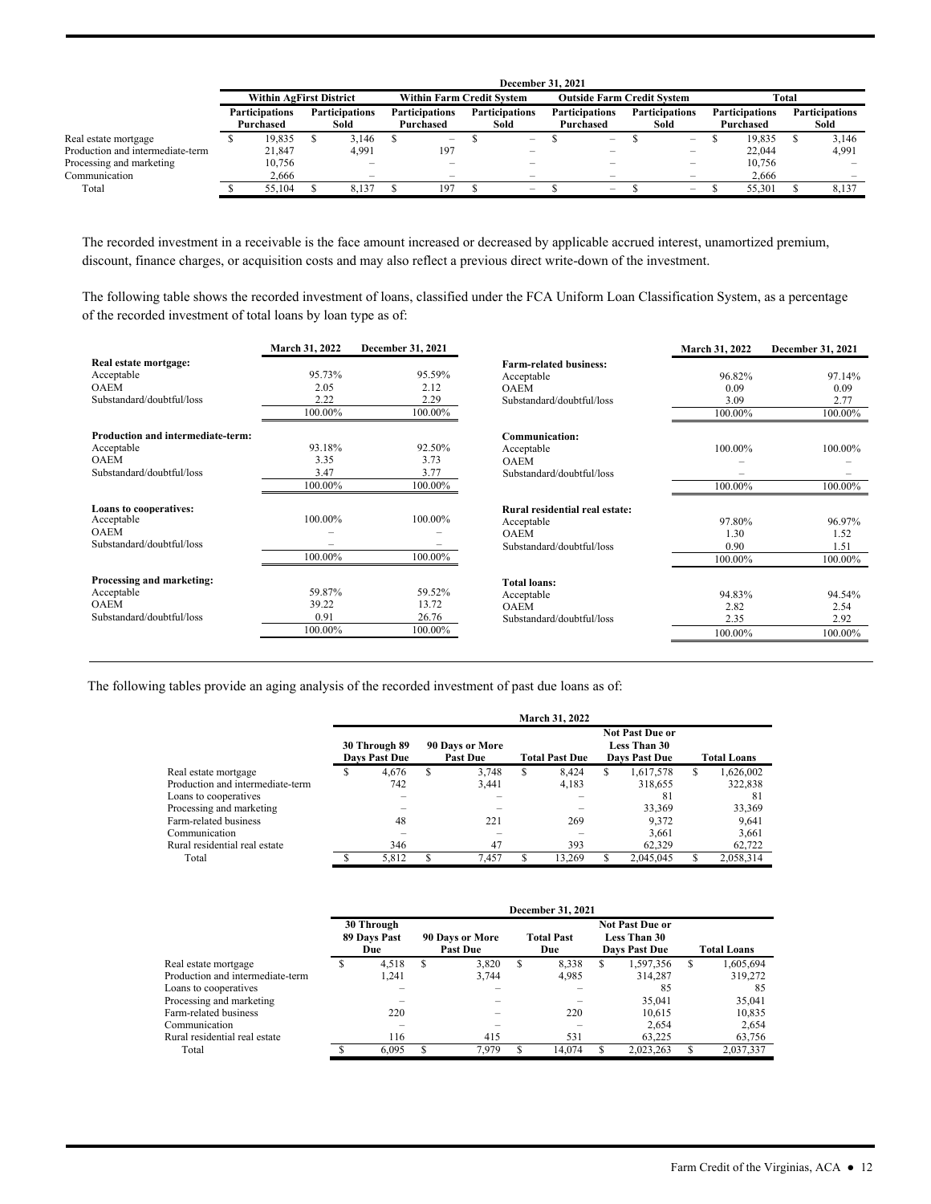| | December 31, 2021 | | | | | | | |
|---|---|---|---|---|---|---|---|---|
| | Within AgFirst District | | Within Farm Credit System | | Outside Farm Credit System | | Total | |
| | Participations Purchased | Participations Sold | Participations Purchased | Participations Sold | Participations Purchased | Participations Sold | Participations Purchased | Participations Sold |
| Real estate mortgage | $ 19,835 | $ 3,146 | $ – | $ – | $ – | $ – | $ 19,835 | $ 3,146 |
| Production and intermediate-term | 21,847 | 4,991 | 197 | – | – | – | 22,044 | 4,991 |
| Processing and marketing | 10,756 | – | – | – | – | – | 10,756 | – |
| Communication | 2,666 | – | – | – | – | – | 2,666 | – |
| Total | $ 55,104 | $ 8,137 | $ 197 | $ – | $ – | $ – | $ 55,301 | $ 8,137 |

The recorded investment in a receivable is the face amount increased or decreased by applicable accrued interest, unamortized premium, discount, finance charges, or acquisition costs and may also reflect a previous direct write-down of the investment.

The following table shows the recorded investment of loans, classified under the FCA Uniform Loan Classification System, as a percentage of the recorded investment of total loans by loan type as of:

| | March 31, 2022 | December 31, 2021 |
|---|---|---|
| **Real estate mortgage:** | | |
| Acceptable | 95.73% | 95.59% |
| OAEM | 2.05 | 2.12 |
| Substandard/doubtful/loss | 2.22 | 2.29 |
| | 100.00% | 100.00% |
| **Production and intermediate-term:** | | |
| Acceptable | 93.18% | 92.50% |
| OAEM | 3.35 | 3.73 |
| Substandard/doubtful/loss | 3.47 | 3.77 |
| | 100.00% | 100.00% |
| **Loans to cooperatives:** | | |
| Acceptable | 100.00% | 100.00% |
| OAEM | – | – |
| Substandard/doubtful/loss | – | – |
| | 100.00% | 100.00% |
| **Processing and marketing:** | | |
| Acceptable | 59.87% | 59.52% |
| OAEM | 39.22 | 13.72 |
| Substandard/doubtful/loss | 0.91 | 26.76 |
| | 100.00% | 100.00% |
| **Farm-related business:** | | |
| Acceptable | 96.82% | 97.14% |
| OAEM | 0.09 | 0.09 |
| Substandard/doubtful/loss | 3.09 | 2.77 |
| | 100.00% | 100.00% |
| **Communication:** | | |
| Acceptable | 100.00% | 100.00% |
| OAEM | – | – |
| Substandard/doubtful/loss | – | – |
| | 100.00% | 100.00% |
| **Rural residential real estate:** | | |
| Acceptable | 97.80% | 96.97% |
| OAEM | 1.30 | 1.52 |
| Substandard/doubtful/loss | 0.90 | 1.51 |
| | 100.00% | 100.00% |
| **Total loans:** | | |
| Acceptable | 94.83% | 94.54% |
| OAEM | 2.82 | 2.54 |
| Substandard/doubtful/loss | 2.35 | 2.92 |
| | 100.00% | 100.00% |

The following tables provide an aging analysis of the recorded investment of past due loans as of:

| | March 31, 2022 | | | | |
|---|---|---|---|---|---|
| | 30 Through 89 Days Past Due | 90 Days or More Past Due | Total Past Due | Not Past Due or Less Than 30 Days Past Due | Total Loans |
| Real estate mortgage | $ 4,676 | $ 3,748 | $ 8,424 | $ 1,617,578 | $ 1,626,002 |
| Production and intermediate-term | 742 | 3,441 | 4,183 | 318,655 | 322,838 |
| Loans to cooperatives | – | – | – | 81 | 81 |
| Processing and marketing | – | – | – | 33,369 | 33,369 |
| Farm-related business | 48 | 221 | 269 | 9,372 | 9,641 |
| Communication | – | – | – | 3,661 | 3,661 |
| Rural residential real estate | 346 | 47 | 393 | 62,329 | 62,722 |
| Total | $ 5,812 | $ 7,457 | $ 13,269 | $ 2,045,045 | $ 2,058,314 |

| | December 31, 2021 | | | | |
|---|---|---|---|---|---|
| | 30 Through 89 Days Past Due | 90 Days or More Past Due | Total Past Due | Not Past Due or Less Than 30 Days Past Due | Total Loans |
| Real estate mortgage | $ 4,518 | $ 3,820 | $ 8,338 | $ 1,597,356 | $ 1,605,694 |
| Production and intermediate-term | 1,241 | 3,744 | 4,985 | 314,287 | 319,272 |
| Loans to cooperatives | – | – | – | 85 | 85 |
| Processing and marketing | – | – | – | 35,041 | 35,041 |
| Farm-related business | 220 | – | 220 | 10,615 | 10,835 |
| Communication | – | – | – | 2,654 | 2,654 |
| Rural residential real estate | 116 | 415 | 531 | 63,225 | 63,756 |
| Total | $ 6,095 | $ 7,979 | $ 14,074 | $ 2,023,263 | $ 2,037,337 |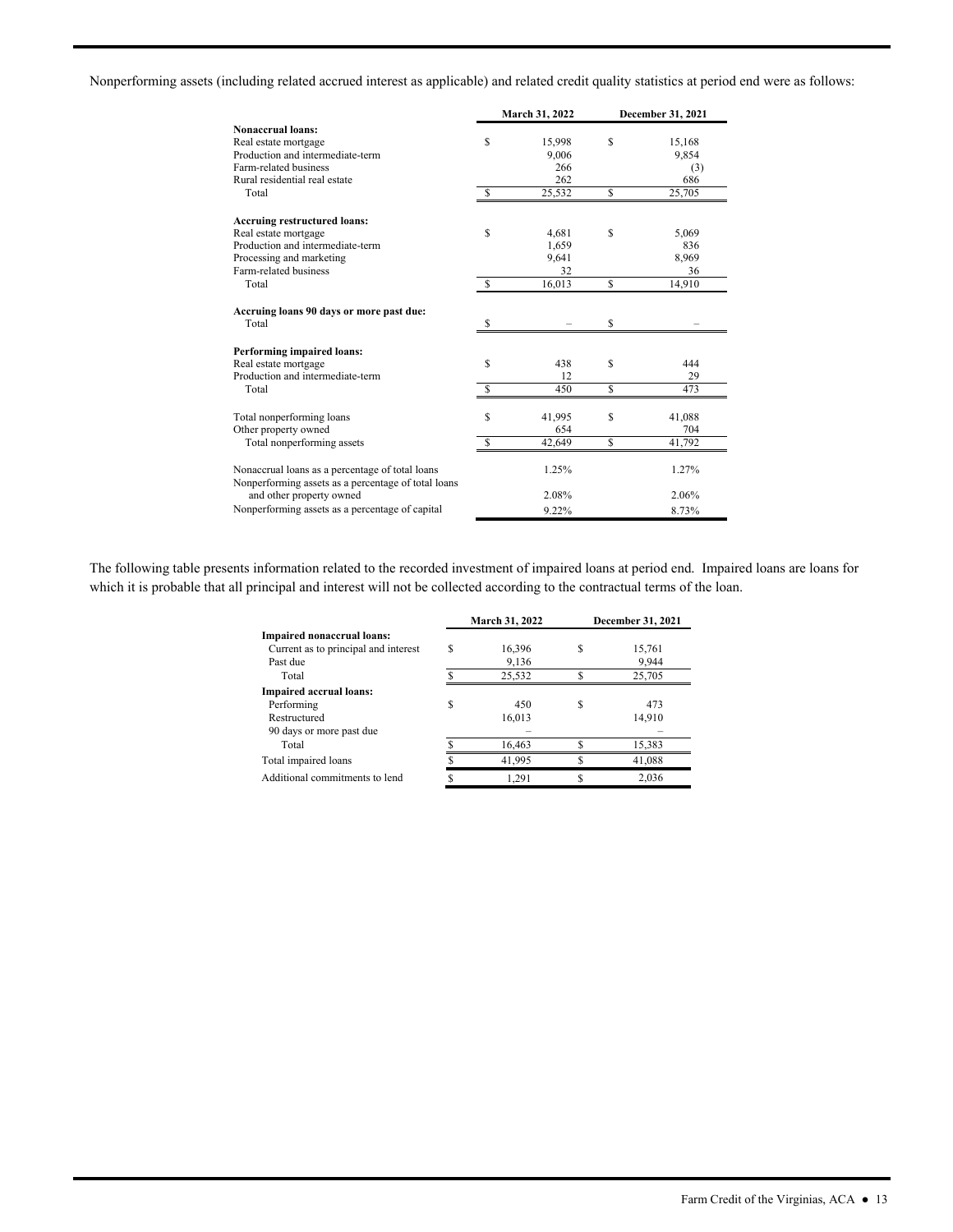Nonperforming assets (including related accrued interest as applicable) and related credit quality statistics at period end were as follows:

| | March 31, 2022 | December 31, 2021 |
|---|---|---|
| **Nonaccrual loans:** | | |
| Real estate mortgage | $ 15,998 | $ 15,168 |
| Production and intermediate-term | 9,006 | 9,854 |
| Farm-related business | 266 | (3) |
| Rural residential real estate | 262 | 686 |
| Total | $ 25,532 | $ 25,705 |
| **Accruing restructured loans:** | | |
| Real estate mortgage | $ 4,681 | $ 5,069 |
| Production and intermediate-term | 1,659 | 836 |
| Processing and marketing | 9,641 | 8,969 |
| Farm-related business | 32 | 36 |
| Total | $ 16,013 | $ 14,910 |
| **Accruing loans 90 days or more past due:** | | |
| Total | $ – | $ – |
| **Performing impaired loans:** | | |
| Real estate mortgage | $ 438 | $ 444 |
| Production and intermediate-term | 12 | 29 |
| Total | $ 450 | $ 473 |
| Total nonperforming loans | $ 41,995 | $ 41,088 |
| Other property owned | 654 | 704 |
| Total nonperforming assets | $ 42,649 | $ 41,792 |
| Nonaccrual loans as a percentage of total loans | 1.25% | 1.27% |
| Nonperforming assets as a percentage of total loans and other property owned | 2.08% | 2.06% |
| Nonperforming assets as a percentage of capital | 9.22% | 8.73% |

The following table presents information related to the recorded investment of impaired loans at period end. Impaired loans are loans for which it is probable that all principal and interest will not be collected according to the contractual terms of the loan.

| | March 31, 2022 | December 31, 2021 |
|---|---|---|
| **Impaired nonaccrual loans:** | | |
| Current as to principal and interest | $ 16,396 | $ 15,761 |
| Past due | 9,136 | 9,944 |
| Total | $ 25,532 | $ 25,705 |
| **Impaired accrual loans:** | | |
| Performing | $ 450 | $ 473 |
| Restructured | 16,013 | 14,910 |
| 90 days or more past due | – | – |
| Total | $ 16,463 | $ 15,383 |
| Total impaired loans | $ 41,995 | $ 41,088 |
| Additional commitments to lend | $ 1,291 | $ 2,036 |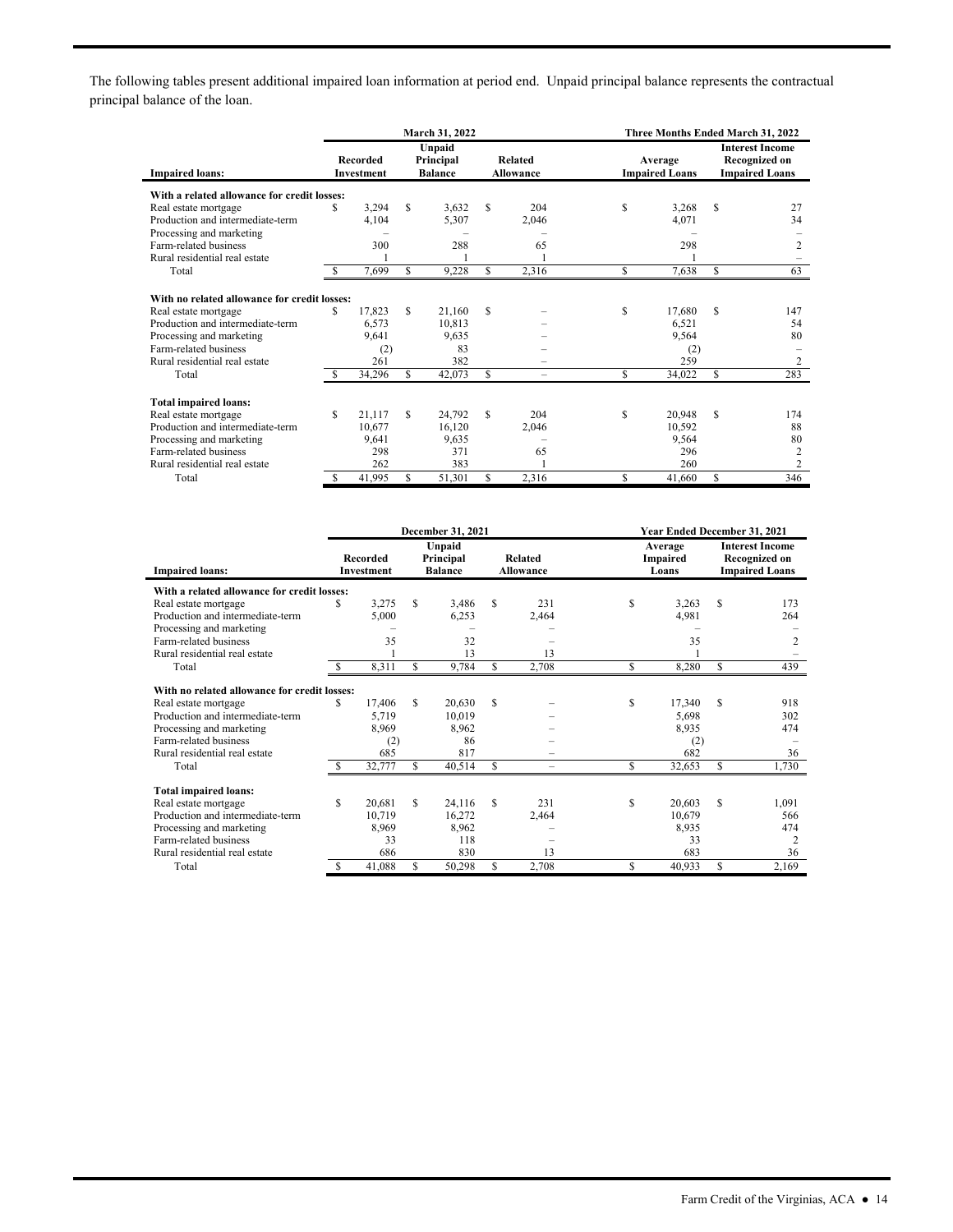The following tables present additional impaired loan information at period end. Unpaid principal balance represents the contractual principal balance of the loan.

| | March 31, 2022 | | | Three Months Ended March 31, 2022 | |
|---|---|---|---|---|---|
| **Impaired loans:** | Recorded Investment | Unpaid Principal Balance | Related Allowance | Average Impaired Loans | Interest Income Recognized on Impaired Loans |
| **With a related allowance for credit losses:** | | | | | |
| Real estate mortgage | $ 3,294 | $ 3,632 | $ 204 | $ 3,268 | $ 27 |
| Production and intermediate-term | 4,104 | 5,307 | 2,046 | 4,071 | 34 |
| Processing and marketing | – | – | – | – | – |
| Farm-related business | 300 | 288 | 65 | 298 | 2 |
| Rural residential real estate | 1 | 1 | 1 | 1 | – |
| Total | $ 7,699 | $ 9,228 | $ 2,316 | $ 7,638 | $ 63 |
| **With no related allowance for credit losses:** | | | | | |
| Real estate mortgage | $ 17,823 | $ 21,160 | $ – | $ 17,680 | $ 147 |
| Production and intermediate-term | 6,573 | 10,813 | – | 6,521 | 54 |
| Processing and marketing | 9,641 | 9,635 | – | 9,564 | 80 |
| Farm-related business | (2) | 83 | – | (2) | – |
| Rural residential real estate | 261 | 382 | – | 259 | 2 |
| Total | $ 34,296 | $ 42,073 | $ – | $ 34,022 | $ 283 |
| **Total impaired loans:** | | | | | |
| Real estate mortgage | $ 21,117 | $ 24,792 | $ 204 | $ 20,948 | $ 174 |
| Production and intermediate-term | 10,677 | 16,120 | 2,046 | 10,592 | 88 |
| Processing and marketing | 9,641 | 9,635 | – | 9,564 | 80 |
| Farm-related business | 298 | 371 | 65 | 296 | 2 |
| Rural residential real estate | 262 | 383 | 1 | 260 | 2 |
| Total | $ 41,995 | $ 51,301 | $ 2,316 | $ 41,660 | $ 346 |

| | December 31, 2021 | | | Year Ended December 31, 2021 | |
|---|---|---|---|---|---|
| **Impaired loans:** | Recorded Investment | Unpaid Principal Balance | Related Allowance | Average Impaired Loans | Interest Income Recognized on Impaired Loans |
| **With a related allowance for credit losses:** | | | | | |
| Real estate mortgage | $ 3,275 | $ 3,486 | $ 231 | $ 3,263 | $ 173 |
| Production and intermediate-term | 5,000 | 6,253 | 2,464 | 4,981 | 264 |
| Processing and marketing | – | – | – | – | – |
| Farm-related business | 35 | 32 | – | 35 | 2 |
| Rural residential real estate | 1 | 13 | 13 | 1 | – |
| Total | $ 8,311 | $ 9,784 | $ 2,708 | $ 8,280 | $ 439 |
| **With no related allowance for credit losses:** | | | | | |
| Real estate mortgage | $ 17,406 | $ 20,630 | $ – | $ 17,340 | $ 918 |
| Production and intermediate-term | 5,719 | 10,019 | – | 5,698 | 302 |
| Processing and marketing | 8,969 | 8,962 | – | 8,935 | 474 |
| Farm-related business | (2) | 86 | – | (2) | – |
| Rural residential real estate | 685 | 817 | – | 682 | 36 |
| Total | $ 32,777 | $ 40,514 | $ – | $ 32,653 | $ 1,730 |
| **Total impaired loans:** | | | | | |
| Real estate mortgage | $ 20,681 | $ 24,116 | $ 231 | $ 20,603 | $ 1,091 |
| Production and intermediate-term | 10,719 | 16,272 | 2,464 | 10,679 | 566 |
| Processing and marketing | 8,969 | 8,962 | – | 8,935 | 474 |
| Farm-related business | 33 | 118 | – | 33 | 2 |
| Rural residential real estate | 686 | 830 | 13 | 683 | 36 |
| Total | $ 41,088 | $ 50,298 | $ 2,708 | $ 40,933 | $ 2,169 |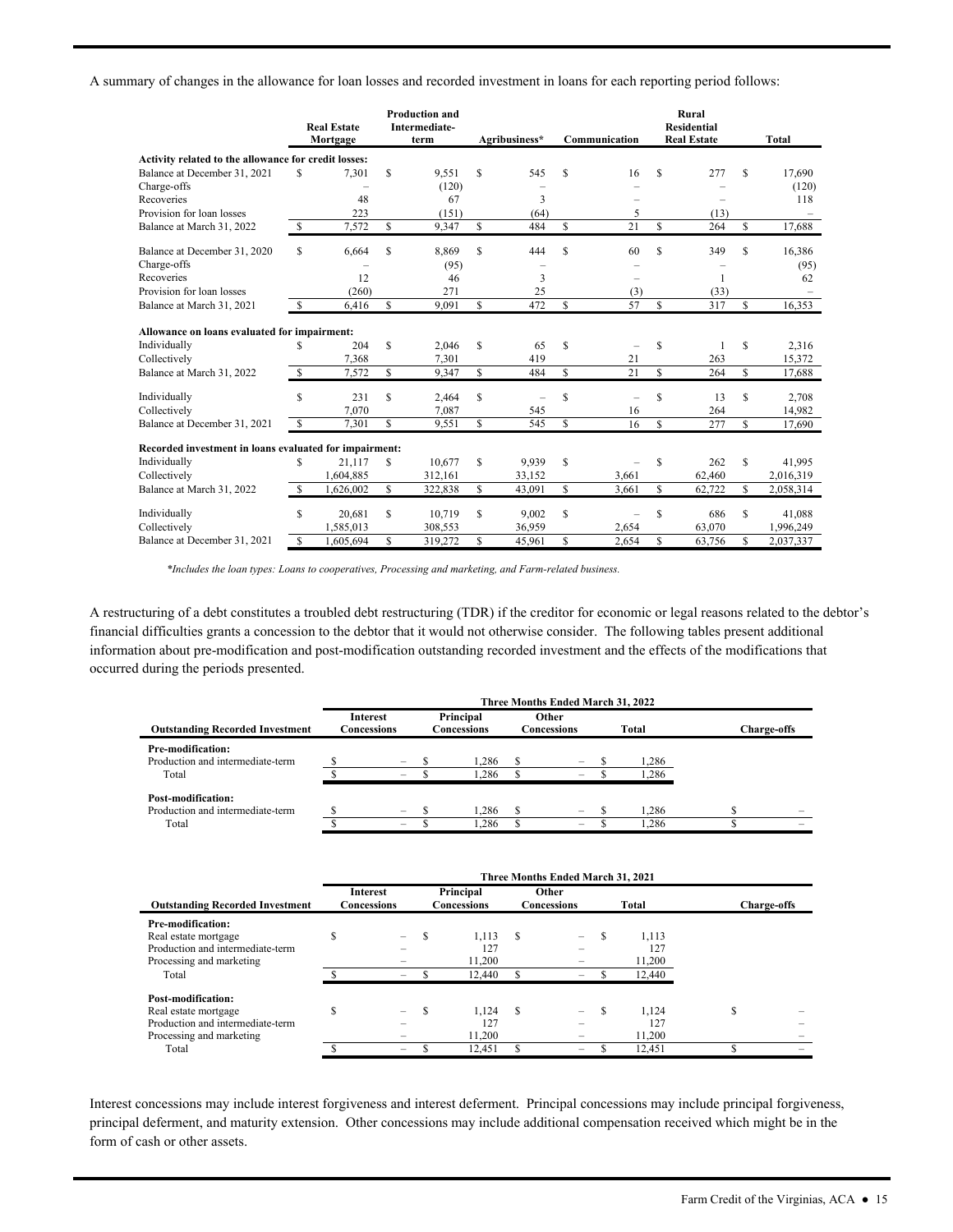A summary of changes in the allowance for loan losses and recorded investment in loans for each reporting period follows:

| | Real Estate Mortgage | Production and Intermediate-term | Agribusiness* | Communication | Rural Residential Real Estate | Total |
|---|---|---|---|---|---|---|
| **Activity related to the allowance for credit losses:** | | | | | | |
| Balance at December 31, 2021 | $ 7,301 | $ 9,551 | $ 545 | $ 16 | $ 277 | $ 17,690 |
| Charge-offs | – | (120) | – | – | – | (120) |
| Recoveries | 48 | 67 | 3 | – | – | 118 |
| Provision for loan losses | 223 | (151) | (64) | 5 | (13) | – |
| Balance at March 31, 2022 | $ 7,572 | $ 9,347 | $ 484 | $ 21 | $ 264 | $ 17,688 |
| | | | | | | |
| Balance at December 31, 2020 | $ 6,664 | $ 8,869 | $ 444 | $ 60 | $ 349 | $ 16,386 |
| Charge-offs | – | (95) | – | – | – | (95) |
| Recoveries | 12 | 46 | 3 | – | 1 | 62 |
| Provision for loan losses | (260) | 271 | 25 | (3) | (33) | – |
| Balance at March 31, 2021 | $ 6,416 | $ 9,091 | $ 472 | $ 57 | $ 317 | $ 16,353 |
| **Allowance on loans evaluated for impairment:** | | | | | | |
| Individually | $ 204 | $ 2,046 | $ 65 | $ – | $ 1 | $ 2,316 |
| Collectively | 7,368 | 7,301 | 419 | 21 | 263 | 15,372 |
| Balance at March 31, 2022 | $ 7,572 | $ 9,347 | $ 484 | $ 21 | $ 264 | $ 17,688 |
| | | | | | | |
| Individually | $ 231 | $ 2,464 | $ – | $ – | $ 13 | $ 2,708 |
| Collectively | 7,070 | 7,087 | 545 | 16 | 264 | 14,982 |
| Balance at December 31, 2021 | $ 7,301 | $ 9,551 | $ 545 | $ 16 | $ 277 | $ 17,690 |
| **Recorded investment in loans evaluated for impairment:** | | | | | | |
| Individually | $ 21,117 | $ 10,677 | $ 9,939 | $ – | $ 262 | $ 41,995 |
| Collectively | 1,604,885 | 312,161 | 33,152 | 3,661 | 62,460 | 2,016,319 |
| Balance at March 31, 2022 | $ 1,626,002 | $ 322,838 | $ 43,091 | $ 3,661 | $ 62,722 | $ 2,058,314 |
| | | | | | | |
| Individually | $ 20,681 | $ 10,719 | $ 9,002 | $ – | $ 686 | $ 41,088 |
| Collectively | 1,585,013 | 308,553 | 36,959 | 2,654 | 63,070 | 1,996,249 |
| Balance at December 31, 2021 | $ 1,605,694 | $ 319,272 | $ 45,961 | $ 2,654 | $ 63,756 | $ 2,037,337 |

*\*Includes the loan types: Loans to cooperatives, Processing and marketing, and Farm-related business.*

A restructuring of a debt constitutes a troubled debt restructuring (TDR) if the creditor for economic or legal reasons related to the debtor's financial difficulties grants a concession to the debtor that it would not otherwise consider. The following tables present additional information about pre-modification and post-modification outstanding recorded investment and the effects of the modifications that occurred during the periods presented.

| | Three Months Ended March 31, 2022 | | | | |
|---|---|---|---|---|---|
| **Outstanding Recorded Investment** | **Interest Concessions** | **Principal Concessions** | **Other Concessions** | **Total** | **Charge-offs** |
| **Pre-modification:** | | | | | |
| Production and intermediate-term | $ – | $ 1,286 | $ – | $ 1,286 | |
| Total | $ – | $ 1,286 | $ – | $ 1,286 | |
| **Post-modification:** | | | | | |
| Production and intermediate-term | $ – | $ 1,286 | $ – | $ 1,286 | $ – |
| Total | $ – | $ 1,286 | $ – | $ 1,286 | $ – |

| | Three Months Ended March 31, 2021 | | | | |
|---|---|---|---|---|---|
| **Outstanding Recorded Investment** | **Interest Concessions** | **Principal Concessions** | **Other Concessions** | **Total** | **Charge-offs** |
| **Pre-modification:** | | | | | |
| Real estate mortgage | $ – | $ 1,113 | $ – | $ 1,113 | |
| Production and intermediate-term | – | 127 | – | 127 | |
| Processing and marketing | – | 11,200 | – | 11,200 | |
| Total | $ – | $ 12,440 | $ – | $ 12,440 | |
| **Post-modification:** | | | | | |
| Real estate mortgage | $ – | $ 1,124 | $ – | $ 1,124 | $ – |
| Production and intermediate-term | – | 127 | – | 127 | – |
| Processing and marketing | – | 11,200 | – | 11,200 | – |
| Total | $ – | $ 12,451 | $ – | $ 12,451 | $ – |

Interest concessions may include interest forgiveness and interest deferment. Principal concessions may include principal forgiveness, principal deferment, and maturity extension. Other concessions may include additional compensation received which might be in the form of cash or other assets.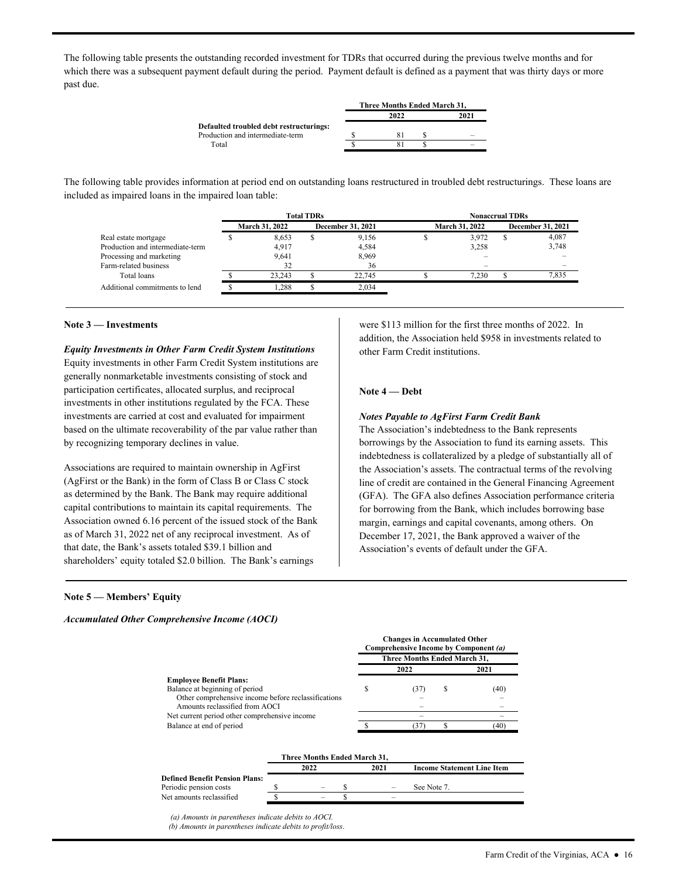The following table presents the outstanding recorded investment for TDRs that occurred during the previous twelve months and for which there was a subsequent payment default during the period. Payment default is defined as a payment that was thirty days or more past due.

| | Three Months Ended March 31, | |
|---|---|---|
| | 2022 | 2021 |
| **Defaulted troubled debt restructurings:** | | |
| Production and intermediate-term | $ 81 | $ – |
| Total | $ 81 | $ – |

The following table provides information at period end on outstanding loans restructured in troubled debt restructurings. These loans are included as impaired loans in the impaired loan table:

| | Total TDRs | | Nonaccrual TDRs | |
|---|---|---|---|---|
| | March 31, 2022 | December 31, 2021 | March 31, 2022 | December 31, 2021 |
| Real estate mortgage | $ 8,653 | $ 9,156 | $ 3,972 | $ 4,087 |
| Production and intermediate-term | 4,917 | 4,584 | 3,258 | 3,748 |
| Processing and marketing | 9,641 | 8,969 | – | – |
| Farm-related business | 32 | 36 | – | – |
| Total loans | $ 23,243 | $ 22,745 | $ 7,230 | $ 7,835 |
| Additional commitments to lend | $ 1,288 | $ 2,034 | | |

**Note 3 — Investments**

***Equity Investments in Other Farm Credit System Institutions***

Equity investments in other Farm Credit System institutions are generally nonmarketable investments consisting of stock and participation certificates, allocated surplus, and reciprocal investments in other institutions regulated by the FCA. These investments are carried at cost and evaluated for impairment based on the ultimate recoverability of the par value rather than by recognizing temporary declines in value.

Associations are required to maintain ownership in AgFirst (AgFirst or the Bank) in the form of Class B or Class C stock as determined by the Bank. The Bank may require additional capital contributions to maintain its capital requirements. The Association owned 6.16 percent of the issued stock of the Bank as of March 31, 2022 net of any reciprocal investment. As of that date, the Bank's assets totaled $39.1 billion and shareholders' equity totaled $2.0 billion. The Bank's earnings were $113 million for the first three months of 2022. In addition, the Association held $958 in investments related to other Farm Credit institutions.

**Note 4 — Debt**

***Notes Payable to AgFirst Farm Credit Bank***

The Association's indebtedness to the Bank represents borrowings by the Association to fund its earning assets. This indebtedness is collateralized by a pledge of substantially all of the Association's assets. The contractual terms of the revolving line of credit are contained in the General Financing Agreement (GFA). The GFA also defines Association performance criteria for borrowing from the Bank, which includes borrowing base margin, earnings and capital covenants, among others. On December 17, 2021, the Bank approved a waiver of the Association's events of default under the GFA.

**Note 5 — Members' Equity**

***Accumulated Other Comprehensive Income (AOCI)***

| | Changes in Accumulated Other Comprehensive Income by Component *(a)* | |
|---|---|---|
| | Three Months Ended March 31, | |
| | 2022 | 2021 |
| **Employee Benefit Plans:** | | |
| Balance at beginning of period | $ (37) | $ (40) |
| Other comprehensive income before reclassifications | – | – |
| Amounts reclassified from AOCI | – | – |
| Net current period other comprehensive income | – | – |
| Balance at end of period | $ (37) | $ (40) |

| | Three Months Ended March 31, | | |
|---|---|---|---|
| | 2022 | 2021 | Income Statement Line Item |
| **Defined Benefit Pension Plans:** | | | |
| Periodic pension costs | $ – | $ – | See Note 7. |
| Net amounts reclassified | $ – | $ – | |

*(a) Amounts in parentheses indicate debits to AOCI.*
*(b) Amounts in parentheses indicate debits to profit/loss.*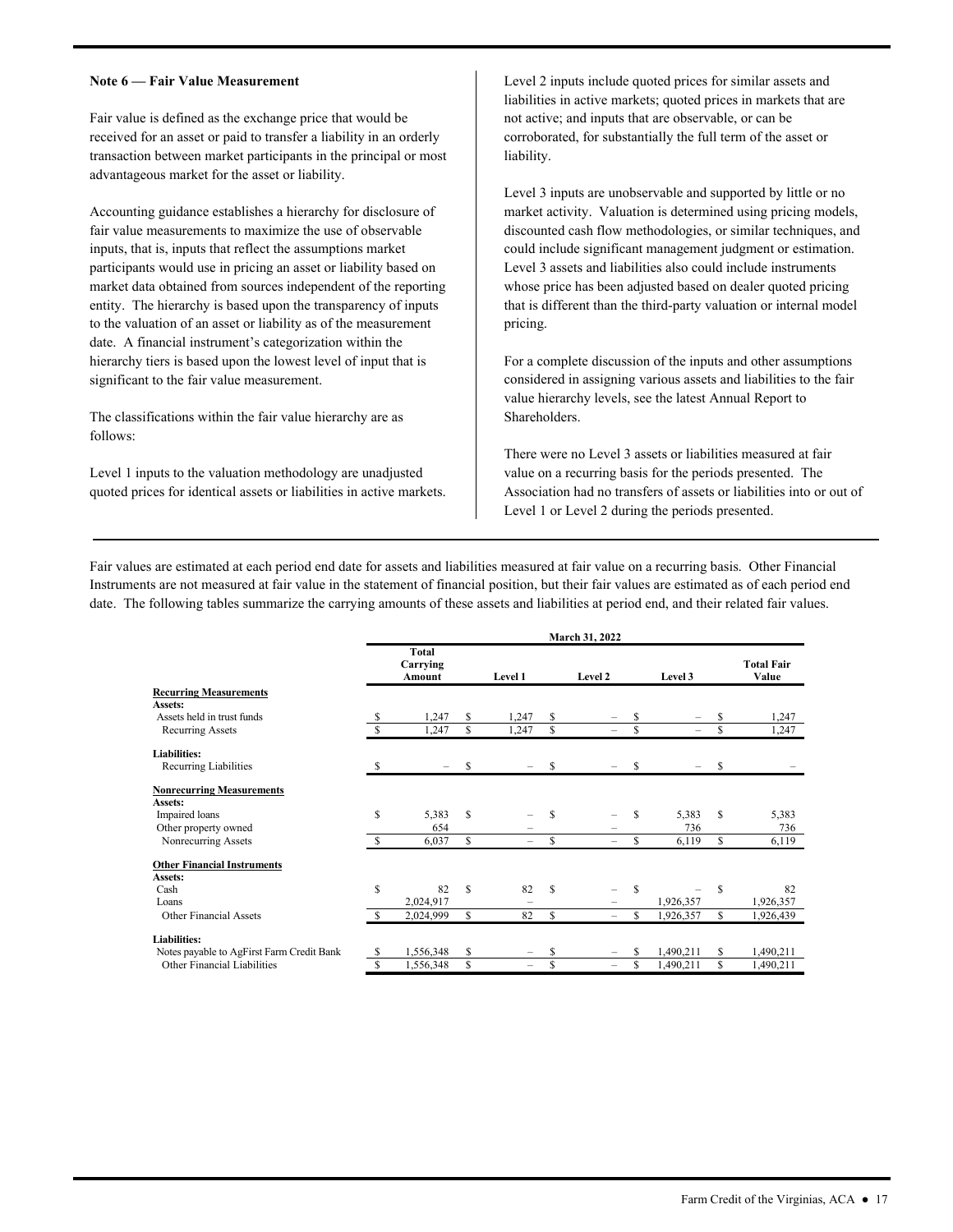### Note 6 — Fair Value Measurement

Fair value is defined as the exchange price that would be received for an asset or paid to transfer a liability in an orderly transaction between market participants in the principal or most advantageous market for the asset or liability.

Accounting guidance establishes a hierarchy for disclosure of fair value measurements to maximize the use of observable inputs, that is, inputs that reflect the assumptions market participants would use in pricing an asset or liability based on market data obtained from sources independent of the reporting entity. The hierarchy is based upon the transparency of inputs to the valuation of an asset or liability as of the measurement date. A financial instrument's categorization within the hierarchy tiers is based upon the lowest level of input that is significant to the fair value measurement.

The classifications within the fair value hierarchy are as follows:

Level 1 inputs to the valuation methodology are unadjusted quoted prices for identical assets or liabilities in active markets.

Level 2 inputs include quoted prices for similar assets and liabilities in active markets; quoted prices in markets that are not active; and inputs that are observable, or can be corroborated, for substantially the full term of the asset or liability.

Level 3 inputs are unobservable and supported by little or no market activity. Valuation is determined using pricing models, discounted cash flow methodologies, or similar techniques, and could include significant management judgment or estimation. Level 3 assets and liabilities also could include instruments whose price has been adjusted based on dealer quoted pricing that is different than the third-party valuation or internal model pricing.

For a complete discussion of the inputs and other assumptions considered in assigning various assets and liabilities to the fair value hierarchy levels, see the latest Annual Report to Shareholders.

There were no Level 3 assets or liabilities measured at fair value on a recurring basis for the periods presented. The Association had no transfers of assets or liabilities into or out of Level 1 or Level 2 during the periods presented.

Fair values are estimated at each period end date for assets and liabilities measured at fair value on a recurring basis. Other Financial Instruments are not measured at fair value in the statement of financial position, but their fair values are estimated as of each period end date. The following tables summarize the carrying amounts of these assets and liabilities at period end, and their related fair values.

| | March 31, 2022 | | | | |
|---|---|---|---|---|---|
| | Total Carrying Amount | Level 1 | Level 2 | Level 3 | Total Fair Value |
| **Recurring Measurements** | | | | | |
| **Assets:** | | | | | |
| Assets held in trust funds | $ 1,247 | $ 1,247 | $ – | $ – | $ 1,247 |
| Recurring Assets | $ 1,247 | $ 1,247 | $ – | $ – | $ 1,247 |
| **Liabilities:** | | | | | |
| Recurring Liabilities | $ – | $ – | $ – | $ – | $ – |
| **Nonrecurring Measurements** | | | | | |
| **Assets:** | | | | | |
| Impaired loans | $ 5,383 | $ – | $ – | $ 5,383 | $ 5,383 |
| Other property owned | 654 | – | – | 736 | 736 |
| Nonrecurring Assets | $ 6,037 | $ – | $ – | $ 6,119 | $ 6,119 |
| **Other Financial Instruments** | | | | | |
| **Assets:** | | | | | |
| Cash | $ 82 | $ 82 | $ – | $ – | $ 82 |
| Loans | 2,024,917 | – | – | 1,926,357 | 1,926,357 |
| Other Financial Assets | $ 2,024,999 | $ 82 | $ – | $ 1,926,357 | $ 1,926,439 |
| **Liabilities:** | | | | | |
| Notes payable to AgFirst Farm Credit Bank | $ 1,556,348 | $ – | $ – | $ 1,490,211 | $ 1,490,211 |
| Other Financial Liabilities | $ 1,556,348 | $ – | $ – | $ 1,490,211 | $ 1,490,211 |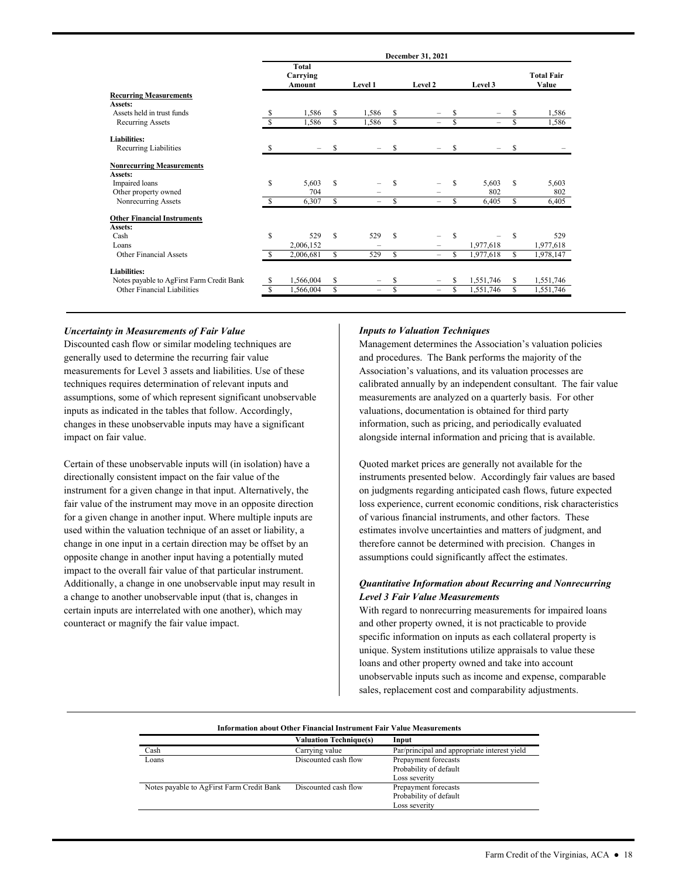| | December 31, 2021 | | | | |
|---|---|---|---|---|---|
| | Total Carrying Amount | Level 1 | Level 2 | Level 3 | Total Fair Value |
| **Recurring Measurements** | | | | | |
| **Assets:** | | | | | |
| Assets held in trust funds | $ 1,586 | $ 1,586 | $ – | $ – | $ 1,586 |
| Recurring Assets | $ 1,586 | $ 1,586 | $ – | $ – | $ 1,586 |
| **Liabilities:** | | | | | |
| Recurring Liabilities | $ – | $ – | $ – | $ – | $ – |
| **Nonrecurring Measurements** | | | | | |
| **Assets:** | | | | | |
| Impaired loans | $ 5,603 | $ – | $ – | $ 5,603 | $ 5,603 |
| Other property owned | 704 | – | – | 802 | 802 |
| Nonrecurring Assets | $ 6,307 | $ – | $ – | $ 6,405 | $ 6,405 |
| **Other Financial Instruments** | | | | | |
| **Assets:** | | | | | |
| Cash | $ 529 | $ 529 | $ – | $ – | $ 529 |
| Loans | 2,006,152 | – | – | 1,977,618 | 1,977,618 |
| Other Financial Assets | $ 2,006,681 | $ 529 | $ – | $ 1,977,618 | $ 1,978,147 |
| **Liabilities:** | | | | | |
| Notes payable to AgFirst Farm Credit Bank | $ 1,566,004 | $ – | $ – | $ 1,551,746 | $ 1,551,746 |
| Other Financial Liabilities | $ 1,566,004 | $ – | $ – | $ 1,551,746 | $ 1,551,746 |

***Uncertainty in Measurements of Fair Value***

Discounted cash flow or similar modeling techniques are generally used to determine the recurring fair value measurements for Level 3 assets and liabilities. Use of these techniques requires determination of relevant inputs and assumptions, some of which represent significant unobservable inputs as indicated in the tables that follow. Accordingly, changes in these unobservable inputs may have a significant impact on fair value.

Certain of these unobservable inputs will (in isolation) have a directionally consistent impact on the fair value of the instrument for a given change in that input. Alternatively, the fair value of the instrument may move in an opposite direction for a given change in another input. Where multiple inputs are used within the valuation technique of an asset or liability, a change in one input in a certain direction may be offset by an opposite change in another input having a potentially muted impact to the overall fair value of that particular instrument. Additionally, a change in one unobservable input may result in a change to another unobservable input (that is, changes in certain inputs are interrelated with one another), which may counteract or magnify the fair value impact.

***Inputs to Valuation Techniques***

Management determines the Association's valuation policies and procedures. The Bank performs the majority of the Association's valuations, and its valuation processes are calibrated annually by an independent consultant. The fair value measurements are analyzed on a quarterly basis. For other valuations, documentation is obtained for third party information, such as pricing, and periodically evaluated alongside internal information and pricing that is available.

Quoted market prices are generally not available for the instruments presented below. Accordingly fair values are based on judgments regarding anticipated cash flows, future expected loss experience, current economic conditions, risk characteristics of various financial instruments, and other factors. These estimates involve uncertainties and matters of judgment, and therefore cannot be determined with precision. Changes in assumptions could significantly affect the estimates.

***Quantitative Information about Recurring and Nonrecurring Level 3 Fair Value Measurements***

With regard to nonrecurring measurements for impaired loans and other property owned, it is not practicable to provide specific information on inputs as each collateral property is unique. System institutions utilize appraisals to value these loans and other property owned and take into account unobservable inputs such as income and expense, comparable sales, replacement cost and comparability adjustments.

**Information about Other Financial Instrument Fair Value Measurements**

| | Valuation Technique(s) | Input |
|---|---|---|
| Cash | Carrying value | Par/principal and appropriate interest yield |
| Loans | Discounted cash flow | Prepayment forecasts<br>Probability of default<br>Loss severity |
| Notes payable to AgFirst Farm Credit Bank | Discounted cash flow | Prepayment forecasts<br>Probability of default<br>Loss severity |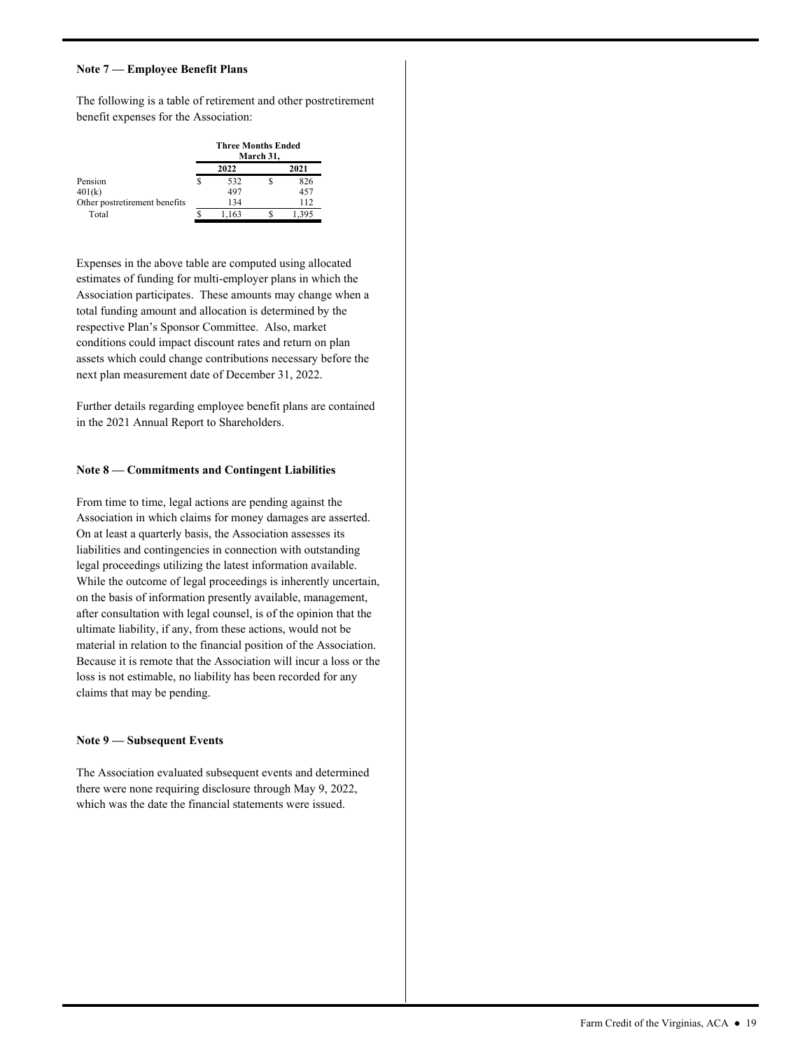**Note 7 — Employee Benefit Plans**

The following is a table of retirement and other postretirement benefit expenses for the Association:

| | Three Months Ended March 31, | |
|---|---|---|
| | 2022 | 2021 |
| Pension | $ 532 | $ 826 |
| 401(k) | 497 | 457 |
| Other postretirement benefits | 134 | 112 |
| Total | $ 1,163 | $ 1,395 |

Expenses in the above table are computed using allocated estimates of funding for multi-employer plans in which the Association participates. These amounts may change when a total funding amount and allocation is determined by the respective Plan's Sponsor Committee. Also, market conditions could impact discount rates and return on plan assets which could change contributions necessary before the next plan measurement date of December 31, 2022.

Further details regarding employee benefit plans are contained in the 2021 Annual Report to Shareholders.

**Note 8 — Commitments and Contingent Liabilities**

From time to time, legal actions are pending against the Association in which claims for money damages are asserted. On at least a quarterly basis, the Association assesses its liabilities and contingencies in connection with outstanding legal proceedings utilizing the latest information available. While the outcome of legal proceedings is inherently uncertain, on the basis of information presently available, management, after consultation with legal counsel, is of the opinion that the ultimate liability, if any, from these actions, would not be material in relation to the financial position of the Association. Because it is remote that the Association will incur a loss or the loss is not estimable, no liability has been recorded for any claims that may be pending.

**Note 9 — Subsequent Events**

The Association evaluated subsequent events and determined there were none requiring disclosure through May 9, 2022, which was the date the financial statements were issued.